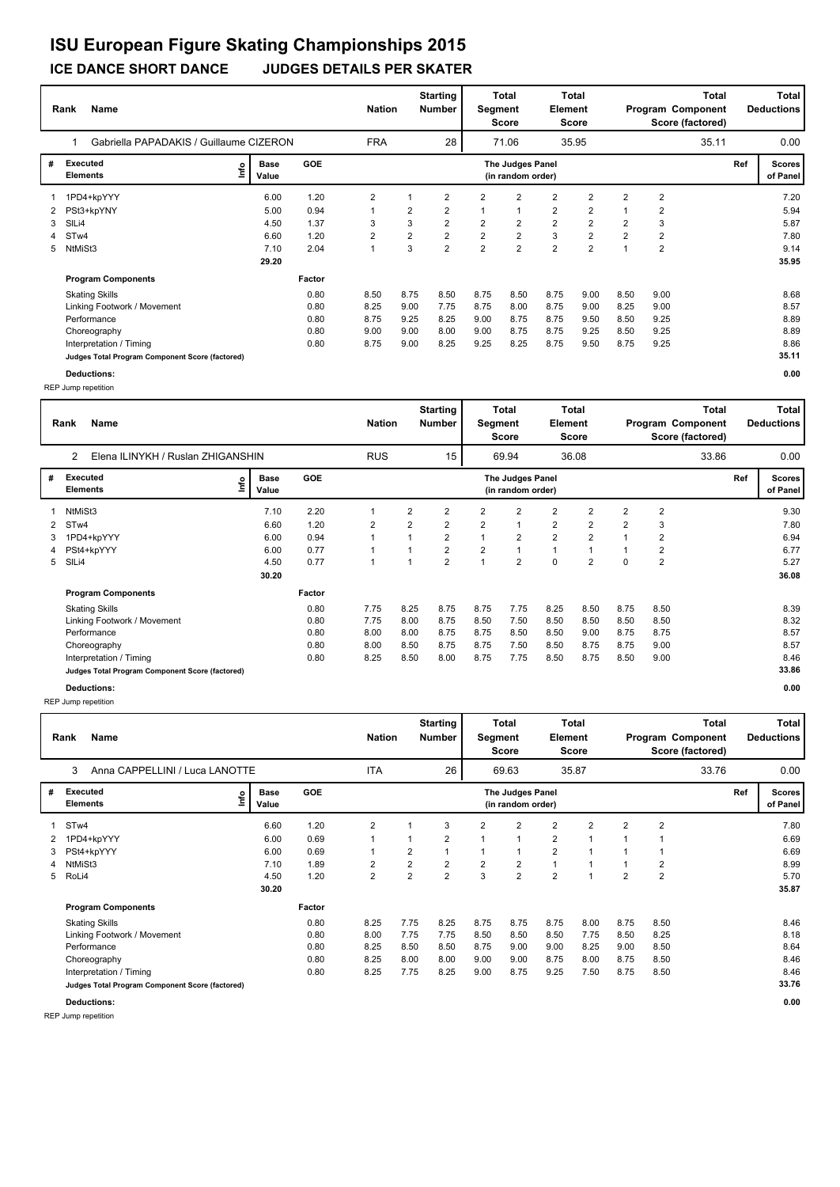# ISU European Figure Skating Championships 2015

## ICE DANCE SHORT DANCE JUDGES DETAILS PER SKATER

| Rank | Name | Nation | Starting Number | Total Segment Score | Total Element Score | Total Program Component Score (factored) | Total Deductions |
|---|---|---|---|---|---|---|---|
| 1 | Gabriella PAPADAKIS / Guillaume CIZERON | FRA | 28 | 71.06 | 35.95 | 35.11 | 0.00 |

| # | Executed Elements | Info | Base Value | GOE | J1 | J2 | J3 | J4 | J5 | J6 | J7 | J8 | J9 | Ref | Scores of Panel |
|---|---|---|---|---|---|---|---|---|---|---|---|---|---|---|---|
| 1 | 1PD4+kpYYY | | 6.00 | 1.20 | 2 | 1 | 2 | 2 | 2 | 2 | 2 | 2 | 2 | | 7.20 |
| 2 | PSt3+kpYNY | | 5.00 | 0.94 | 1 | 2 | 2 | 1 | 1 | 2 | 2 | 1 | 2 | | 5.94 |
| 3 | SlLi4 | | 4.50 | 1.37 | 3 | 3 | 2 | 2 | 2 | 2 | 2 | 2 | 3 | | 5.87 |
| 4 | STw4 | | 6.60 | 1.20 | 2 | 2 | 2 | 2 | 2 | 3 | 2 | 2 | 2 | | 7.80 |
| 5 | NtMiSt3 | | 7.10 | 2.04 | 1 | 3 | 2 | 2 | 2 | 2 | 2 | 1 | 2 | | 9.14 |
| | | | 29.20 | | | | | | | | | | | | 35.95 |

| Program Components | Factor | J1 | J2 | J3 | J4 | J5 | J6 | J7 | J8 | J9 | Scores of Panel |
|---|---|---|---|---|---|---|---|---|---|---|---|
| Skating Skills | 0.80 | 8.50 | 8.75 | 8.50 | 8.75 | 8.50 | 8.75 | 9.00 | 8.50 | 9.00 | 8.68 |
| Linking Footwork / Movement | 0.80 | 8.25 | 9.00 | 7.75 | 8.75 | 8.00 | 8.75 | 9.00 | 8.25 | 9.00 | 8.57 |
| Performance | 0.80 | 8.75 | 9.25 | 8.25 | 9.00 | 8.75 | 8.75 | 9.50 | 8.50 | 9.25 | 8.89 |
| Choreography | 0.80 | 9.00 | 9.00 | 8.00 | 9.00 | 8.75 | 8.75 | 9.25 | 8.50 | 9.25 | 8.89 |
| Interpretation / Timing | 0.80 | 8.75 | 9.00 | 8.25 | 9.25 | 8.25 | 8.75 | 9.50 | 8.75 | 9.25 | 8.86 |
| Judges Total Program Component Score (factored) | | | | | | | | | | | 35.11 |

**Deductions:** 0.00

REP Jump repetition

| Rank | Name | Nation | Starting Number | Total Segment Score | Total Element Score | Total Program Component Score (factored) | Total Deductions |
|---|---|---|---|---|---|---|---|
| 2 | Elena ILINYKH / Ruslan ZHIGANSHIN | RUS | 15 | 69.94 | 36.08 | 33.86 | 0.00 |

| # | Executed Elements | Info | Base Value | GOE | J1 | J2 | J3 | J4 | J5 | J6 | J7 | J8 | J9 | Ref | Scores of Panel |
|---|---|---|---|---|---|---|---|---|---|---|---|---|---|---|---|
| 1 | NtMiSt3 | | 7.10 | 2.20 | 1 | 2 | 2 | 2 | 2 | 2 | 2 | 2 | 2 | | 9.30 |
| 2 | STw4 | | 6.60 | 1.20 | 2 | 2 | 2 | 2 | 1 | 2 | 2 | 2 | 3 | | 7.80 |
| 3 | 1PD4+kpYYY | | 6.00 | 0.94 | 1 | 1 | 2 | 1 | 2 | 2 | 2 | 1 | 2 | | 6.94 |
| 4 | PSt4+kpYYY | | 6.00 | 0.77 | 1 | 1 | 2 | 2 | 1 | 1 | 1 | 1 | 2 | | 6.77 |
| 5 | SlLi4 | | 4.50 | 0.77 | 1 | 1 | 2 | 1 | 2 | 0 | 2 | 0 | 2 | | 5.27 |
| | | | 30.20 | | | | | | | | | | | | 36.08 |

| Program Components | Factor | J1 | J2 | J3 | J4 | J5 | J6 | J7 | J8 | J9 | Scores of Panel |
|---|---|---|---|---|---|---|---|---|---|---|---|
| Skating Skills | 0.80 | 7.75 | 8.25 | 8.75 | 8.75 | 7.75 | 8.25 | 8.50 | 8.75 | 8.50 | 8.39 |
| Linking Footwork / Movement | 0.80 | 7.75 | 8.00 | 8.75 | 8.50 | 7.50 | 8.50 | 8.50 | 8.50 | 8.50 | 8.32 |
| Performance | 0.80 | 8.00 | 8.00 | 8.75 | 8.75 | 8.50 | 8.50 | 9.00 | 8.75 | 8.75 | 8.57 |
| Choreography | 0.80 | 8.00 | 8.50 | 8.75 | 8.75 | 7.50 | 8.50 | 8.75 | 8.75 | 9.00 | 8.57 |
| Interpretation / Timing | 0.80 | 8.25 | 8.50 | 8.00 | 8.75 | 7.75 | 8.50 | 8.75 | 8.50 | 9.00 | 8.46 |
| Judges Total Program Component Score (factored) | | | | | | | | | | | 33.86 |

**Deductions:** 0.00

REP Jump repetition

| Rank | Name | Nation | Starting Number | Total Segment Score | Total Element Score | Total Program Component Score (factored) | Total Deductions |
|---|---|---|---|---|---|---|---|
| 3 | Anna CAPPELLINI / Luca LANOTTE | ITA | 26 | 69.63 | 35.87 | 33.76 | 0.00 |

| # | Executed Elements | Info | Base Value | GOE | J1 | J2 | J3 | J4 | J5 | J6 | J7 | J8 | J9 | Ref | Scores of Panel |
|---|---|---|---|---|---|---|---|---|---|---|---|---|---|---|---|
| 1 | STw4 | | 6.60 | 1.20 | 2 | 1 | 3 | 2 | 2 | 2 | 2 | 2 | 2 | | 7.80 |
| 2 | 1PD4+kpYYY | | 6.00 | 0.69 | 1 | 1 | 2 | 1 | 1 | 2 | 1 | 1 | 1 | | 6.69 |
| 3 | PSt4+kpYYY | | 6.00 | 0.69 | 1 | 2 | 1 | 1 | 1 | 2 | 1 | 1 | 1 | | 6.69 |
| 4 | NtMiSt3 | | 7.10 | 1.89 | 2 | 2 | 2 | 2 | 2 | 1 | 1 | 1 | 2 | | 8.99 |
| 5 | RoLi4 | | 4.50 | 1.20 | 2 | 2 | 2 | 3 | 2 | 2 | 1 | 2 | 2 | | 5.70 |
| | | | 30.20 | | | | | | | | | | | | 35.87 |

| Program Components | Factor | J1 | J2 | J3 | J4 | J5 | J6 | J7 | J8 | J9 | Scores of Panel |
|---|---|---|---|---|---|---|---|---|---|---|---|
| Skating Skills | 0.80 | 8.25 | 7.75 | 8.25 | 8.75 | 8.75 | 8.75 | 8.00 | 8.75 | 8.50 | 8.46 |
| Linking Footwork / Movement | 0.80 | 8.00 | 7.75 | 7.75 | 8.50 | 8.50 | 8.50 | 7.75 | 8.50 | 8.25 | 8.18 |
| Performance | 0.80 | 8.25 | 8.50 | 8.50 | 8.75 | 9.00 | 9.00 | 8.25 | 9.00 | 8.50 | 8.64 |
| Choreography | 0.80 | 8.25 | 8.00 | 8.00 | 9.00 | 9.00 | 8.75 | 8.00 | 8.75 | 8.50 | 8.46 |
| Interpretation / Timing | 0.80 | 8.25 | 7.75 | 8.25 | 9.00 | 8.75 | 9.25 | 7.50 | 8.75 | 8.50 | 8.46 |
| Judges Total Program Component Score (factored) | | | | | | | | | | | 33.76 |

**Deductions:** 0.00

REP Jump repetition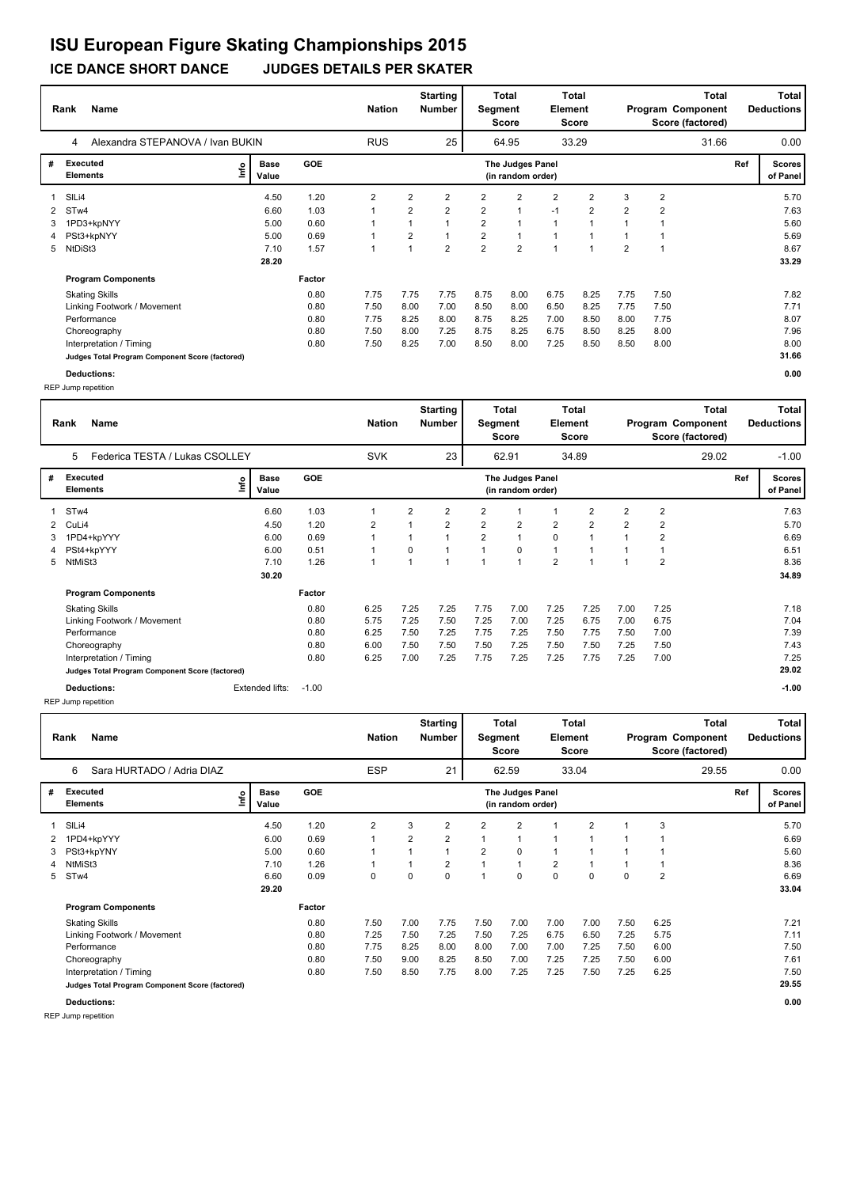# ISU European Figure Skating Championships 2015

## ICE DANCE SHORT DANCE JUDGES DETAILS PER SKATER

| Rank | Name | Nation | Starting Number | Total Segment Score | Total Element Score | Total Program Component Score (factored) | Total Deductions |
|---|---|---|---|---|---|---|---|
| 4 | Alexandra STEPANOVA / Ivan BUKIN | RUS | 25 | 64.95 | 33.29 | 31.66 | 0.00 |

| # | Executed Elements | Info | Base Value | GOE | J1 | J2 | J3 | J4 | J5 | J6 | J7 | J8 | J9 | Ref | Scores of Panel |
|---|---|---|---|---|---|---|---|---|---|---|---|---|---|---|---|
| 1 | SlLi4 | | 4.50 | 1.20 | 2 | 2 | 2 | 2 | 2 | 2 | 2 | 3 | 2 | | 5.70 |
| 2 | STw4 | | 6.60 | 1.03 | 1 | 2 | 2 | 2 | 1 | -1 | 2 | 2 | 2 | | 7.63 |
| 3 | 1PD3+kpNYY | | 5.00 | 0.60 | 1 | 1 | 1 | 2 | 1 | 1 | 1 | 1 | 1 | | 5.60 |
| 4 | PSt3+kpNYY | | 5.00 | 0.69 | 1 | 2 | 1 | 2 | 1 | 1 | 1 | 1 | 1 | | 5.69 |
| 5 | NtDiSt3 | | 7.10 | 1.57 | 1 | 1 | 2 | 2 | 2 | 1 | 1 | 2 | 1 | | 8.67 |
| | | | 28.20 | | | | | | | | | | | | 33.29 |

| Program Components | Factor | J1 | J2 | J3 | J4 | J5 | J6 | J7 | J8 | J9 | Scores of Panel |
|---|---|---|---|---|---|---|---|---|---|---|---|
| Skating Skills | 0.80 | 7.75 | 7.75 | 7.75 | 8.75 | 8.00 | 6.75 | 8.25 | 7.75 | 7.50 | 7.82 |
| Linking Footwork / Movement | 0.80 | 7.50 | 8.00 | 7.00 | 8.50 | 8.00 | 6.50 | 8.25 | 7.75 | 7.50 | 7.71 |
| Performance | 0.80 | 7.75 | 8.25 | 8.00 | 8.75 | 8.25 | 7.00 | 8.50 | 8.00 | 7.75 | 8.07 |
| Choreography | 0.80 | 7.50 | 8.00 | 7.25 | 8.75 | 8.25 | 6.75 | 8.50 | 8.25 | 8.00 | 7.96 |
| Interpretation / Timing | 0.80 | 7.50 | 8.25 | 7.00 | 8.50 | 8.00 | 7.25 | 8.50 | 8.50 | 8.00 | 8.00 |
| Judges Total Program Component Score (factored) | | | | | | | | | | | 31.66 |

**Deductions:** 0.00

REP Jump repetition

| Rank | Name | Nation | Starting Number | Total Segment Score | Total Element Score | Total Program Component Score (factored) | Total Deductions |
|---|---|---|---|---|---|---|---|
| 5 | Federica TESTA / Lukas CSOLLEY | SVK | 23 | 62.91 | 34.89 | 29.02 | -1.00 |

| # | Executed Elements | Info | Base Value | GOE | J1 | J2 | J3 | J4 | J5 | J6 | J7 | J8 | J9 | Ref | Scores of Panel |
|---|---|---|---|---|---|---|---|---|---|---|---|---|---|---|---|
| 1 | STw4 | | 6.60 | 1.03 | 1 | 2 | 2 | 2 | 1 | 1 | 2 | 2 | 2 | | 7.63 |
| 2 | CuLi4 | | 4.50 | 1.20 | 2 | 1 | 2 | 2 | 2 | 2 | 2 | 2 | 2 | | 5.70 |
| 3 | 1PD4+kpYYY | | 6.00 | 0.69 | 1 | 1 | 1 | 2 | 1 | 0 | 1 | 1 | 2 | | 6.69 |
| 4 | PSt4+kpYYY | | 6.00 | 0.51 | 1 | 0 | 1 | 1 | 0 | 1 | 1 | 1 | 1 | | 6.51 |
| 5 | NtMiSt3 | | 7.10 | 1.26 | 1 | 1 | 1 | 1 | 1 | 2 | 1 | 1 | 2 | | 8.36 |
| | | | 30.20 | | | | | | | | | | | | 34.89 |

| Program Components | Factor | J1 | J2 | J3 | J4 | J5 | J6 | J7 | J8 | J9 | Scores of Panel |
|---|---|---|---|---|---|---|---|---|---|---|---|
| Skating Skills | 0.80 | 6.25 | 7.25 | 7.25 | 7.75 | 7.00 | 7.25 | 7.25 | 7.00 | 7.25 | 7.18 |
| Linking Footwork / Movement | 0.80 | 5.75 | 7.25 | 7.50 | 7.25 | 7.00 | 7.25 | 6.75 | 7.00 | 6.75 | 7.04 |
| Performance | 0.80 | 6.25 | 7.50 | 7.25 | 7.75 | 7.25 | 7.50 | 7.75 | 7.50 | 7.00 | 7.39 |
| Choreography | 0.80 | 6.00 | 7.50 | 7.50 | 7.50 | 7.25 | 7.50 | 7.50 | 7.25 | 7.50 | 7.43 |
| Interpretation / Timing | 0.80 | 6.25 | 7.00 | 7.25 | 7.75 | 7.25 | 7.25 | 7.75 | 7.25 | 7.00 | 7.25 |
| Judges Total Program Component Score (factored) | | | | | | | | | | | 29.02 |

**Deductions:** Extended lifts: -1.00 **-1.00**

REP Jump repetition

| Rank | Name | Nation | Starting Number | Total Segment Score | Total Element Score | Total Program Component Score (factored) | Total Deductions |
|---|---|---|---|---|---|---|---|
| 6 | Sara HURTADO / Adria DIAZ | ESP | 21 | 62.59 | 33.04 | 29.55 | 0.00 |

| # | Executed Elements | Info | Base Value | GOE | J1 | J2 | J3 | J4 | J5 | J6 | J7 | J8 | J9 | Ref | Scores of Panel |
|---|---|---|---|---|---|---|---|---|---|---|---|---|---|---|---|
| 1 | SlLi4 | | 4.50 | 1.20 | 2 | 3 | 2 | 2 | 2 | 1 | 2 | 1 | 3 | | 5.70 |
| 2 | 1PD4+kpYYY | | 6.00 | 0.69 | 1 | 2 | 2 | 1 | 1 | 1 | 1 | 1 | 1 | | 6.69 |
| 3 | PSt3+kpYNY | | 5.00 | 0.60 | 1 | 1 | 1 | 2 | 0 | 1 | 1 | 1 | 1 | | 5.60 |
| 4 | NtMiSt3 | | 7.10 | 1.26 | 1 | 1 | 2 | 1 | 1 | 2 | 1 | 1 | 1 | | 8.36 |
| 5 | STw4 | | 6.60 | 0.09 | 0 | 0 | 0 | 1 | 0 | 0 | 0 | 0 | 2 | | 6.69 |
| | | | 29.20 | | | | | | | | | | | | 33.04 |

| Program Components | Factor | J1 | J2 | J3 | J4 | J5 | J6 | J7 | J8 | J9 | Scores of Panel |
|---|---|---|---|---|---|---|---|---|---|---|---|
| Skating Skills | 0.80 | 7.50 | 7.00 | 7.75 | 7.50 | 7.00 | 7.00 | 7.00 | 7.50 | 6.25 | 7.21 |
| Linking Footwork / Movement | 0.80 | 7.25 | 7.50 | 7.25 | 7.50 | 7.25 | 6.75 | 6.50 | 7.25 | 5.75 | 7.11 |
| Performance | 0.80 | 7.75 | 8.25 | 8.00 | 8.00 | 7.00 | 7.00 | 7.25 | 7.50 | 6.00 | 7.50 |
| Choreography | 0.80 | 7.50 | 9.00 | 8.25 | 8.50 | 7.00 | 7.25 | 7.25 | 7.50 | 6.00 | 7.61 |
| Interpretation / Timing | 0.80 | 7.50 | 8.50 | 7.75 | 8.00 | 7.25 | 7.25 | 7.50 | 7.25 | 6.25 | 7.50 |
| Judges Total Program Component Score (factored) | | | | | | | | | | | 29.55 |

**Deductions:** 0.00

REP Jump repetition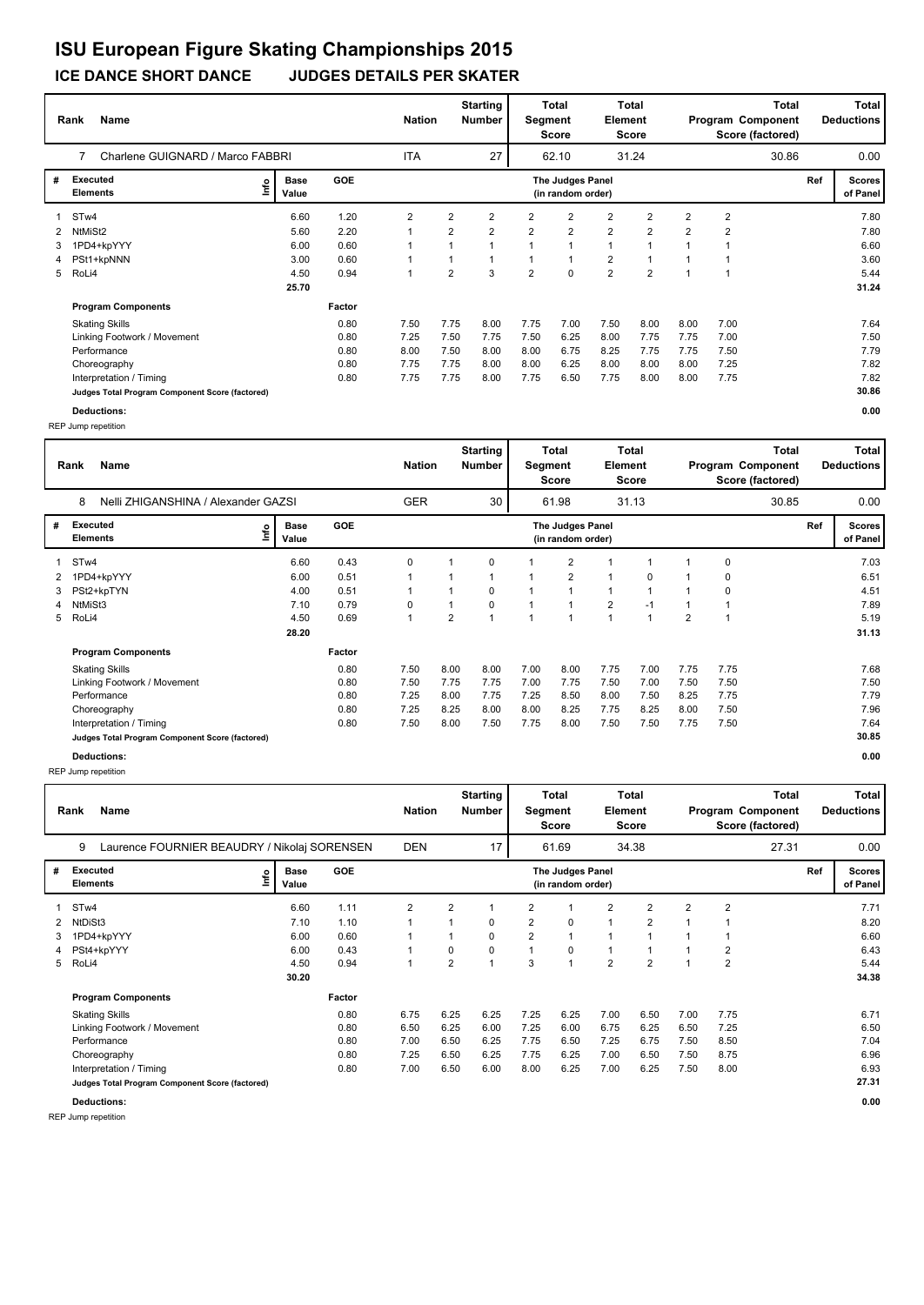# ISU European Figure Skating Championships 2015

## ICE DANCE SHORT DANCE JUDGES DETAILS PER SKATER

| Rank | Name | Nation | Starting Number | Total Segment Score | Total Element Score | Total Program Component Score (factored) | Total Deductions |
|---|---|---|---|---|---|---|---|
| 7 | Charlene GUIGNARD / Marco FABBRI | ITA | 27 | 62.10 | 31.24 | 30.86 | 0.00 |

| # | Executed Elements | Info | Base Value | GOE | J1 | J2 | J3 | J4 | J5 | J6 | J7 | J8 | J9 | Ref | Scores of Panel |
|---|---|---|---|---|---|---|---|---|---|---|---|---|---|---|---|
| 1 | STw4 | | 6.60 | 1.20 | 2 | 2 | 2 | 2 | 2 | 2 | 2 | 2 | 2 | | 7.80 |
| 2 | NtMiSt2 | | 5.60 | 2.20 | 1 | 2 | 2 | 2 | 2 | 2 | 2 | 2 | 2 | | 7.80 |
| 3 | 1PD4+kpYYY | | 6.00 | 0.60 | 1 | 1 | 1 | 1 | 1 | 1 | 1 | 1 | 1 | | 6.60 |
| 4 | PSt1+kpNNN | | 3.00 | 0.60 | 1 | 1 | 1 | 1 | 1 | 2 | 1 | 1 | 1 | | 3.60 |
| 5 | RoLi4 | | 4.50 | 0.94 | 1 | 2 | 3 | 2 | 0 | 2 | 2 | 1 | 1 | | 5.44 |
| | | | 25.70 | | | | | | | | | | | | 31.24 |

| Program Components | Factor | J1 | J2 | J3 | J4 | J5 | J6 | J7 | J8 | J9 | Scores of Panel |
|---|---|---|---|---|---|---|---|---|---|---|---|
| Skating Skills | 0.80 | 7.50 | 7.75 | 8.00 | 7.75 | 7.00 | 7.50 | 8.00 | 8.00 | 7.00 | 7.64 |
| Linking Footwork / Movement | 0.80 | 7.25 | 7.50 | 7.75 | 7.50 | 6.25 | 8.00 | 7.75 | 7.75 | 7.00 | 7.50 |
| Performance | 0.80 | 8.00 | 7.50 | 8.00 | 8.00 | 6.75 | 8.25 | 7.75 | 7.75 | 7.50 | 7.79 |
| Choreography | 0.80 | 7.75 | 7.75 | 8.00 | 8.00 | 6.25 | 8.00 | 8.00 | 8.00 | 7.25 | 7.82 |
| Interpretation / Timing | 0.80 | 7.75 | 7.75 | 8.00 | 7.75 | 6.50 | 7.75 | 8.00 | 8.00 | 7.75 | 7.82 |
| Judges Total Program Component Score (factored) | | | | | | | | | | | 30.86 |

**Deductions:** 0.00

REP Jump repetition

| Rank | Name | Nation | Starting Number | Total Segment Score | Total Element Score | Total Program Component Score (factored) | Total Deductions |
|---|---|---|---|---|---|---|---|
| 8 | Nelli ZHIGANSHINA / Alexander GAZSI | GER | 30 | 61.98 | 31.13 | 30.85 | 0.00 |

| # | Executed Elements | Info | Base Value | GOE | J1 | J2 | J3 | J4 | J5 | J6 | J7 | J8 | J9 | Ref | Scores of Panel |
|---|---|---|---|---|---|---|---|---|---|---|---|---|---|---|---|
| 1 | STw4 | | 6.60 | 0.43 | 0 | 1 | 0 | 1 | 2 | 1 | 1 | 1 | 0 | | 7.03 |
| 2 | 1PD4+kpYYY | | 6.00 | 0.51 | 1 | 1 | 1 | 1 | 2 | 1 | 0 | 1 | 0 | | 6.51 |
| 3 | PSt2+kpTYN | | 4.00 | 0.51 | 1 | 1 | 0 | 1 | 1 | 1 | 1 | 1 | 0 | | 4.51 |
| 4 | NtMiSt3 | | 7.10 | 0.79 | 0 | 1 | 0 | 1 | 1 | 2 | -1 | 1 | 1 | | 7.89 |
| 5 | RoLi4 | | 4.50 | 0.69 | 1 | 2 | 1 | 1 | 1 | 1 | 1 | 2 | 1 | | 5.19 |
| | | | 28.20 | | | | | | | | | | | | 31.13 |

| Program Components | Factor | J1 | J2 | J3 | J4 | J5 | J6 | J7 | J8 | J9 | Scores of Panel |
|---|---|---|---|---|---|---|---|---|---|---|---|
| Skating Skills | 0.80 | 7.50 | 8.00 | 8.00 | 7.00 | 8.00 | 7.75 | 7.00 | 7.75 | 7.75 | 7.68 |
| Linking Footwork / Movement | 0.80 | 7.50 | 7.75 | 7.75 | 7.00 | 7.75 | 7.50 | 7.00 | 7.50 | 7.50 | 7.50 |
| Performance | 0.80 | 7.25 | 8.00 | 7.75 | 7.25 | 8.50 | 8.00 | 7.50 | 8.25 | 7.75 | 7.79 |
| Choreography | 0.80 | 7.25 | 8.25 | 8.00 | 8.00 | 8.25 | 7.75 | 8.25 | 8.00 | 7.50 | 7.96 |
| Interpretation / Timing | 0.80 | 7.50 | 8.00 | 7.50 | 7.75 | 8.00 | 7.50 | 7.50 | 7.75 | 7.50 | 7.64 |
| Judges Total Program Component Score (factored) | | | | | | | | | | | 30.85 |

**Deductions:** 0.00

REP Jump repetition

| Rank | Name | Nation | Starting Number | Total Segment Score | Total Element Score | Total Program Component Score (factored) | Total Deductions |
|---|---|---|---|---|---|---|---|
| 9 | Laurence FOURNIER BEAUDRY / Nikolaj SORENSEN | DEN | 17 | 61.69 | 34.38 | 27.31 | 0.00 |

| # | Executed Elements | Info | Base Value | GOE | J1 | J2 | J3 | J4 | J5 | J6 | J7 | J8 | J9 | Ref | Scores of Panel |
|---|---|---|---|---|---|---|---|---|---|---|---|---|---|---|---|
| 1 | STw4 | | 6.60 | 1.11 | 2 | 2 | 1 | 2 | 1 | 2 | 2 | 2 | 2 | | 7.71 |
| 2 | NtDiSt3 | | 7.10 | 1.10 | 1 | 1 | 0 | 2 | 0 | 1 | 2 | 1 | 1 | | 8.20 |
| 3 | 1PD4+kpYYY | | 6.00 | 0.60 | 1 | 1 | 0 | 2 | 1 | 1 | 1 | 1 | 1 | | 6.60 |
| 4 | PSt4+kpYYY | | 6.00 | 0.43 | 1 | 0 | 0 | 1 | 0 | 1 | 1 | 1 | 2 | | 6.43 |
| 5 | RoLi4 | | 4.50 | 0.94 | 1 | 2 | 1 | 3 | 1 | 2 | 2 | 1 | 2 | | 5.44 |
| | | | 30.20 | | | | | | | | | | | | 34.38 |

| Program Components | Factor | J1 | J2 | J3 | J4 | J5 | J6 | J7 | J8 | J9 | Scores of Panel |
|---|---|---|---|---|---|---|---|---|---|---|---|
| Skating Skills | 0.80 | 6.75 | 6.25 | 6.25 | 7.25 | 6.25 | 7.00 | 6.50 | 7.00 | 7.75 | 6.71 |
| Linking Footwork / Movement | 0.80 | 6.50 | 6.25 | 6.00 | 7.25 | 6.00 | 6.75 | 6.25 | 6.50 | 7.25 | 6.50 |
| Performance | 0.80 | 7.00 | 6.50 | 6.25 | 7.75 | 6.50 | 7.25 | 6.75 | 7.50 | 8.50 | 7.04 |
| Choreography | 0.80 | 7.25 | 6.50 | 6.25 | 7.75 | 6.25 | 7.00 | 6.50 | 7.50 | 8.75 | 6.96 |
| Interpretation / Timing | 0.80 | 7.00 | 6.50 | 6.00 | 8.00 | 6.25 | 7.00 | 6.25 | 7.50 | 8.00 | 6.93 |
| Judges Total Program Component Score (factored) | | | | | | | | | | | 27.31 |

**Deductions:** 0.00

REP Jump repetition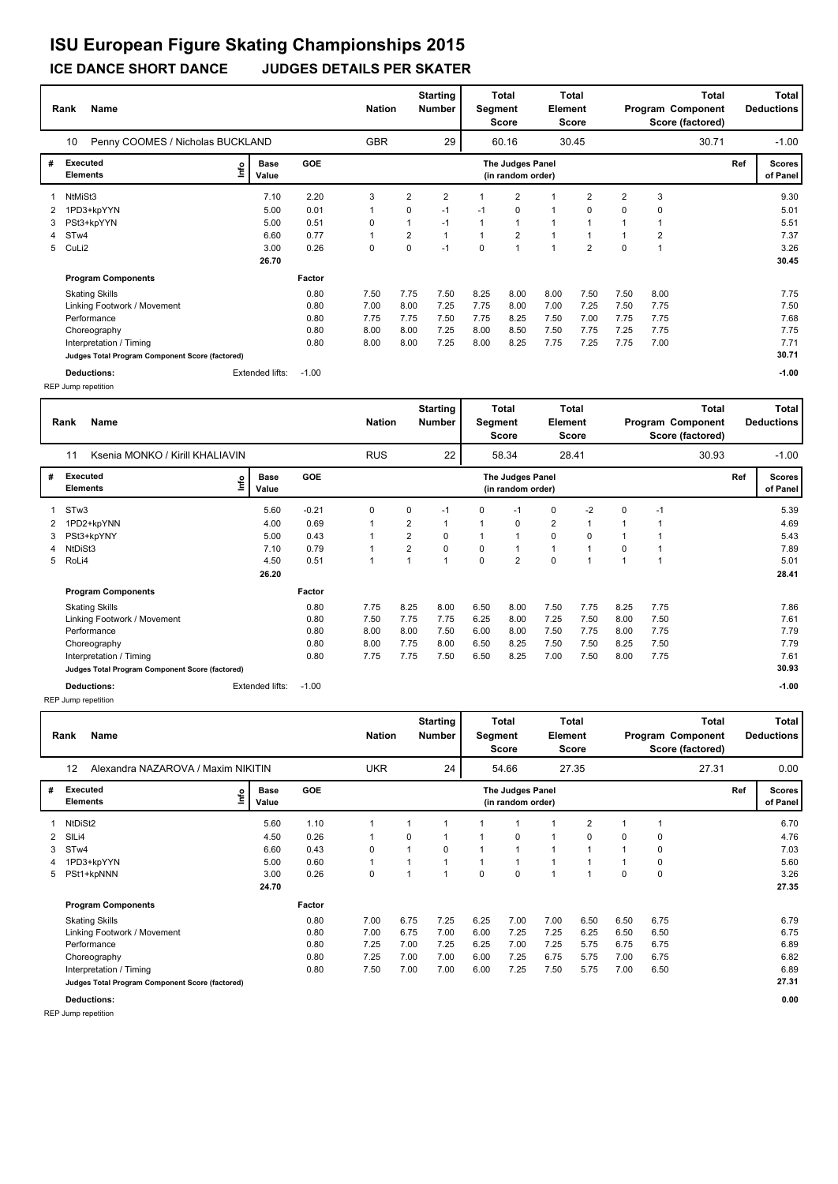# ISU European Figure Skating Championships 2015

## ICE DANCE SHORT DANCE JUDGES DETAILS PER SKATER

| Rank | Name | Nation | Starting Number | Total Segment Score | Total Element Score | Total Program Component Score (factored) | Total Deductions |
|---|---|---|---|---|---|---|---|
| 10 | Penny COOMES / Nicholas BUCKLAND | GBR | 29 | 60.16 | 30.45 | 30.71 | -1.00 |

| # | Executed Elements | Info | Base Value | GOE | J1 | J2 | J3 | J4 | J5 | J6 | J7 | J8 | J9 | Ref | Scores of Panel |
|---|---|---|---|---|---|---|---|---|---|---|---|---|---|---|---|
| 1 | NtMiSt3 | | 7.10 | 2.20 | 3 | 2 | 2 | 1 | 2 | 1 | 2 | 2 | 3 | | 9.30 |
| 2 | 1PD3+kpYYN | | 5.00 | 0.01 | 1 | 0 | -1 | -1 | 0 | 1 | 0 | 0 | 0 | | 5.01 |
| 3 | PSt3+kpYYN | | 5.00 | 0.51 | 0 | 1 | -1 | 1 | 1 | 1 | 1 | 1 | 1 | | 5.51 |
| 4 | STw4 | | 6.60 | 0.77 | 1 | 2 | 1 | 1 | 2 | 1 | 1 | 1 | 2 | | 7.37 |
| 5 | CuLi2 | | 3.00 | 0.26 | 0 | 0 | -1 | 0 | 1 | 1 | 2 | 0 | 1 | | 3.26 |
| | | | 26.70 | | | | | | | | | | | | 30.45 |

| Program Components | Factor | J1 | J2 | J3 | J4 | J5 | J6 | J7 | J8 | J9 | Scores of Panel |
|---|---|---|---|---|---|---|---|---|---|---|---|
| Skating Skills | 0.80 | 7.50 | 7.75 | 7.50 | 8.25 | 8.00 | 8.00 | 7.50 | 7.50 | 8.00 | 7.75 |
| Linking Footwork / Movement | 0.80 | 7.00 | 8.00 | 7.25 | 7.75 | 8.00 | 7.00 | 7.25 | 7.50 | 7.75 | 7.50 |
| Performance | 0.80 | 7.75 | 7.75 | 7.50 | 7.75 | 8.25 | 7.50 | 7.00 | 7.75 | 7.75 | 7.68 |
| Choreography | 0.80 | 8.00 | 8.00 | 7.25 | 8.00 | 8.50 | 7.50 | 7.75 | 7.25 | 7.75 | 7.75 |
| Interpretation / Timing | 0.80 | 8.00 | 8.00 | 7.25 | 8.00 | 8.25 | 7.75 | 7.25 | 7.75 | 7.00 | 7.71 |
| Judges Total Program Component Score (factored) | | | | | | | | | | | 30.71 |

**Deductions:** Extended lifts: -1.00 — **-1.00**

REP Jump repetition

| Rank | Name | Nation | Starting Number | Total Segment Score | Total Element Score | Total Program Component Score (factored) | Total Deductions |
|---|---|---|---|---|---|---|---|
| 11 | Ksenia MONKO / Kirill KHALIAVIN | RUS | 22 | 58.34 | 28.41 | 30.93 | -1.00 |

| # | Executed Elements | Info | Base Value | GOE | J1 | J2 | J3 | J4 | J5 | J6 | J7 | J8 | J9 | Ref | Scores of Panel |
|---|---|---|---|---|---|---|---|---|---|---|---|---|---|---|---|
| 1 | STw3 | | 5.60 | -0.21 | 0 | 0 | -1 | 0 | -1 | 0 | -2 | 0 | -1 | | 5.39 |
| 2 | 1PD2+kpYNN | | 4.00 | 0.69 | 1 | 2 | 1 | 1 | 0 | 2 | 1 | 1 | 1 | | 4.69 |
| 3 | PSt3+kpYNY | | 5.00 | 0.43 | 1 | 2 | 0 | 1 | 1 | 0 | 0 | 1 | 1 | | 5.43 |
| 4 | NtDiSt3 | | 7.10 | 0.79 | 1 | 2 | 0 | 0 | 1 | 1 | 1 | 0 | 1 | | 7.89 |
| 5 | RoLi4 | | 4.50 | 0.51 | 1 | 1 | 1 | 0 | 2 | 0 | 1 | 1 | 1 | | 5.01 |
| | | | 26.20 | | | | | | | | | | | | 28.41 |

| Program Components | Factor | J1 | J2 | J3 | J4 | J5 | J6 | J7 | J8 | J9 | Scores of Panel |
|---|---|---|---|---|---|---|---|---|---|---|---|
| Skating Skills | 0.80 | 7.75 | 8.25 | 8.00 | 6.50 | 8.00 | 7.50 | 7.75 | 8.25 | 7.75 | 7.86 |
| Linking Footwork / Movement | 0.80 | 7.50 | 7.75 | 7.75 | 6.25 | 8.00 | 7.25 | 7.50 | 8.00 | 7.50 | 7.61 |
| Performance | 0.80 | 8.00 | 8.00 | 7.50 | 6.00 | 8.00 | 7.50 | 7.75 | 8.00 | 7.75 | 7.79 |
| Choreography | 0.80 | 8.00 | 7.75 | 8.00 | 6.50 | 8.25 | 7.50 | 7.50 | 8.25 | 7.50 | 7.79 |
| Interpretation / Timing | 0.80 | 7.75 | 7.75 | 7.50 | 6.50 | 8.25 | 7.00 | 7.50 | 8.00 | 7.75 | 7.61 |
| Judges Total Program Component Score (factored) | | | | | | | | | | | 30.93 |

**Deductions:** Extended lifts: -1.00 — **-1.00**

REP Jump repetition

| Rank | Name | Nation | Starting Number | Total Segment Score | Total Element Score | Total Program Component Score (factored) | Total Deductions |
|---|---|---|---|---|---|---|---|
| 12 | Alexandra NAZAROVA / Maxim NIKITIN | UKR | 24 | 54.66 | 27.35 | 27.31 | 0.00 |

| # | Executed Elements | Info | Base Value | GOE | J1 | J2 | J3 | J4 | J5 | J6 | J7 | J8 | J9 | Ref | Scores of Panel |
|---|---|---|---|---|---|---|---|---|---|---|---|---|---|---|---|
| 1 | NtDiSt2 | | 5.60 | 1.10 | 1 | 1 | 1 | 1 | 1 | 1 | 2 | 1 | 1 | | 6.70 |
| 2 | SlLi4 | | 4.50 | 0.26 | 1 | 0 | 1 | 1 | 0 | 1 | 0 | 0 | 0 | | 4.76 |
| 3 | STw4 | | 6.60 | 0.43 | 0 | 1 | 0 | 1 | 1 | 1 | 1 | 1 | 0 | | 7.03 |
| 4 | 1PD3+kpYYN | | 5.00 | 0.60 | 1 | 1 | 1 | 1 | 1 | 1 | 1 | 1 | 0 | | 5.60 |
| 5 | PSt1+kpNNN | | 3.00 | 0.26 | 0 | 1 | 1 | 0 | 0 | 1 | 1 | 0 | 0 | | 3.26 |
| | | | 24.70 | | | | | | | | | | | | 27.35 |

| Program Components | Factor | J1 | J2 | J3 | J4 | J5 | J6 | J7 | J8 | J9 | Scores of Panel |
|---|---|---|---|---|---|---|---|---|---|---|---|
| Skating Skills | 0.80 | 7.00 | 6.75 | 7.25 | 6.25 | 7.00 | 7.00 | 6.50 | 6.50 | 6.75 | 6.79 |
| Linking Footwork / Movement | 0.80 | 7.00 | 6.75 | 7.00 | 6.00 | 7.25 | 7.25 | 6.25 | 6.50 | 6.50 | 6.75 |
| Performance | 0.80 | 7.25 | 7.00 | 7.25 | 6.25 | 7.00 | 7.25 | 5.75 | 6.75 | 6.75 | 6.89 |
| Choreography | 0.80 | 7.25 | 7.00 | 7.00 | 6.00 | 7.25 | 6.75 | 5.75 | 7.00 | 6.75 | 6.82 |
| Interpretation / Timing | 0.80 | 7.50 | 7.00 | 7.00 | 6.00 | 7.25 | 7.50 | 5.75 | 7.00 | 6.50 | 6.89 |
| Judges Total Program Component Score (factored) | | | | | | | | | | | 27.31 |

**Deductions:** **0.00**

REP Jump repetition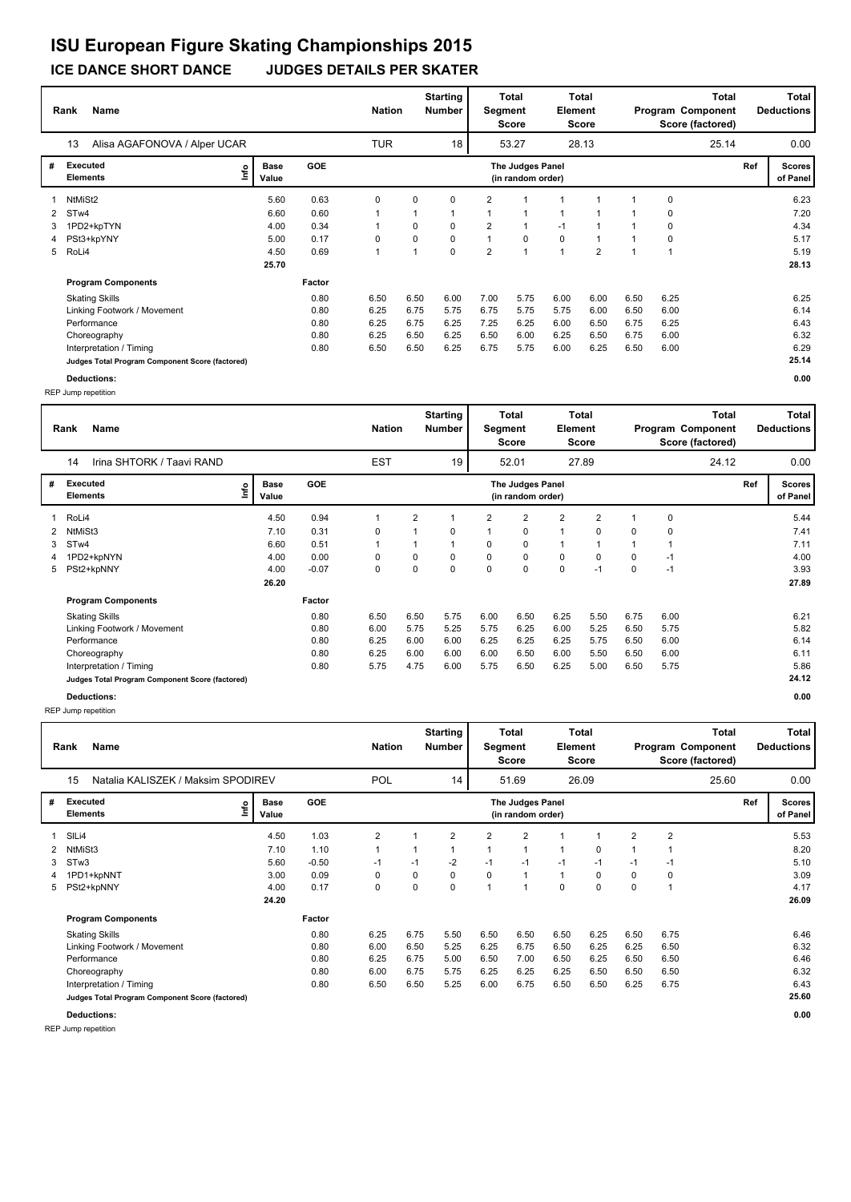# ISU European Figure Skating Championships 2015

## ICE DANCE SHORT DANCE JUDGES DETAILS PER SKATER

| Rank | Name | Nation | Starting Number | Total Segment Score | Total Element Score | Total Program Component Score (factored) | Total Deductions |
|---|---|---|---|---|---|---|---|
| 13 | Alisa AGAFONOVA / Alper UCAR | TUR | 18 | 53.27 | 28.13 | 25.14 | 0.00 |

| # | Executed Elements | Info | Base Value | GOE | J1 | J2 | J3 | J4 | J5 | J6 | J7 | J8 | J9 | Ref | Scores of Panel |
|---|---|---|---|---|---|---|---|---|---|---|---|---|---|---|---|
| 1 | NtMiSt2 | | 5.60 | 0.63 | 0 | 0 | 0 | 2 | 1 | 1 | 1 | 1 | 0 | | 6.23 |
| 2 | STw4 | | 6.60 | 0.60 | 1 | 1 | 1 | 1 | 1 | 1 | 1 | 1 | 0 | | 7.20 |
| 3 | 1PD2+kpTYN | | 4.00 | 0.34 | 1 | 0 | 0 | 2 | 1 | -1 | 1 | 1 | 0 | | 4.34 |
| 4 | PSt3+kpYNY | | 5.00 | 0.17 | 0 | 0 | 0 | 1 | 0 | 0 | 1 | 1 | 0 | | 5.17 |
| 5 | RoLi4 | | 4.50 | 0.69 | 1 | 1 | 0 | 2 | 1 | 1 | 2 | 1 | 1 | | 5.19 |
| | | | 25.70 | | | | | | | | | | | | 28.13 |

| Program Components | Factor | J1 | J2 | J3 | J4 | J5 | J6 | J7 | J8 | J9 | Scores of Panel |
|---|---|---|---|---|---|---|---|---|---|---|---|
| Skating Skills | 0.80 | 6.50 | 6.50 | 6.00 | 7.00 | 5.75 | 6.00 | 6.00 | 6.50 | 6.25 | 6.25 |
| Linking Footwork / Movement | 0.80 | 6.25 | 6.75 | 5.75 | 6.75 | 5.75 | 5.75 | 6.00 | 6.50 | 6.00 | 6.14 |
| Performance | 0.80 | 6.25 | 6.75 | 6.25 | 7.25 | 6.25 | 6.00 | 6.50 | 6.75 | 6.25 | 6.43 |
| Choreography | 0.80 | 6.25 | 6.50 | 6.25 | 6.50 | 6.00 | 6.25 | 6.50 | 6.75 | 6.00 | 6.32 |
| Interpretation / Timing | 0.80 | 6.50 | 6.50 | 6.25 | 6.75 | 5.75 | 6.00 | 6.25 | 6.50 | 6.00 | 6.29 |
| Judges Total Program Component Score (factored) | | | | | | | | | | | 25.14 |

**Deductions:** 0.00

REP Jump repetition

| Rank | Name | Nation | Starting Number | Total Segment Score | Total Element Score | Total Program Component Score (factored) | Total Deductions |
|---|---|---|---|---|---|---|---|
| 14 | Irina SHTORK / Taavi RAND | EST | 19 | 52.01 | 27.89 | 24.12 | 0.00 |

| # | Executed Elements | Info | Base Value | GOE | J1 | J2 | J3 | J4 | J5 | J6 | J7 | J8 | J9 | Ref | Scores of Panel |
|---|---|---|---|---|---|---|---|---|---|---|---|---|---|---|---|
| 1 | RoLi4 | | 4.50 | 0.94 | 1 | 2 | 1 | 2 | 2 | 2 | 2 | 1 | 0 | | 5.44 |
| 2 | NtMiSt3 | | 7.10 | 0.31 | 0 | 1 | 0 | 1 | 0 | 1 | 0 | 0 | 0 | | 7.41 |
| 3 | STw4 | | 6.60 | 0.51 | 1 | 1 | 1 | 0 | 0 | 1 | 1 | 1 | 1 | | 7.11 |
| 4 | 1PD2+kpNYN | | 4.00 | 0.00 | 0 | 0 | 0 | 0 | 0 | 0 | 0 | 0 | -1 | | 4.00 |
| 5 | PSt2+kpNNY | | 4.00 | -0.07 | 0 | 0 | 0 | 0 | 0 | 0 | -1 | 0 | -1 | | 3.93 |
| | | | 26.20 | | | | | | | | | | | | 27.89 |

| Program Components | Factor | J1 | J2 | J3 | J4 | J5 | J6 | J7 | J8 | J9 | Scores of Panel |
|---|---|---|---|---|---|---|---|---|---|---|---|
| Skating Skills | 0.80 | 6.50 | 6.50 | 5.75 | 6.00 | 6.50 | 6.25 | 5.50 | 6.75 | 6.00 | 6.21 |
| Linking Footwork / Movement | 0.80 | 6.00 | 5.75 | 5.25 | 5.75 | 6.25 | 6.00 | 5.25 | 6.50 | 5.75 | 5.82 |
| Performance | 0.80 | 6.25 | 6.00 | 6.00 | 6.25 | 6.25 | 6.25 | 5.75 | 6.50 | 6.00 | 6.14 |
| Choreography | 0.80 | 6.25 | 6.00 | 6.00 | 6.00 | 6.50 | 6.00 | 5.50 | 6.50 | 6.00 | 6.11 |
| Interpretation / Timing | 0.80 | 5.75 | 4.75 | 6.00 | 5.75 | 6.50 | 6.25 | 5.00 | 6.50 | 5.75 | 5.86 |
| Judges Total Program Component Score (factored) | | | | | | | | | | | 24.12 |

**Deductions:** 0.00

REP Jump repetition

| Rank | Name | Nation | Starting Number | Total Segment Score | Total Element Score | Total Program Component Score (factored) | Total Deductions |
|---|---|---|---|---|---|---|---|
| 15 | Natalia KALISZEK / Maksim SPODIREV | POL | 14 | 51.69 | 26.09 | 25.60 | 0.00 |

| # | Executed Elements | Info | Base Value | GOE | J1 | J2 | J3 | J4 | J5 | J6 | J7 | J8 | J9 | Ref | Scores of Panel |
|---|---|---|---|---|---|---|---|---|---|---|---|---|---|---|---|
| 1 | SlLi4 | | 4.50 | 1.03 | 2 | 1 | 2 | 2 | 2 | 1 | 1 | 2 | 2 | | 5.53 |
| 2 | NtMiSt3 | | 7.10 | 1.10 | 1 | 1 | 1 | 1 | 1 | 1 | 0 | 1 | 1 | | 8.20 |
| 3 | STw3 | | 5.60 | -0.50 | -1 | -1 | -2 | -1 | -1 | -1 | -1 | -1 | -1 | | 5.10 |
| 4 | 1PD1+kpNNT | | 3.00 | 0.09 | 0 | 0 | 0 | 0 | 1 | 1 | 0 | 0 | 0 | | 3.09 |
| 5 | PSt2+kpNNY | | 4.00 | 0.17 | 0 | 0 | 0 | 1 | 1 | 0 | 0 | 0 | 1 | | 4.17 |
| | | | 24.20 | | | | | | | | | | | | 26.09 |

| Program Components | Factor | J1 | J2 | J3 | J4 | J5 | J6 | J7 | J8 | J9 | Scores of Panel |
|---|---|---|---|---|---|---|---|---|---|---|---|
| Skating Skills | 0.80 | 6.25 | 6.75 | 5.50 | 6.50 | 6.50 | 6.50 | 6.25 | 6.50 | 6.75 | 6.46 |
| Linking Footwork / Movement | 0.80 | 6.00 | 6.50 | 5.25 | 6.25 | 6.75 | 6.50 | 6.25 | 6.25 | 6.50 | 6.32 |
| Performance | 0.80 | 6.25 | 6.75 | 5.00 | 6.50 | 7.00 | 6.50 | 6.25 | 6.50 | 6.50 | 6.46 |
| Choreography | 0.80 | 6.00 | 6.75 | 5.75 | 6.25 | 6.25 | 6.25 | 6.50 | 6.50 | 6.50 | 6.32 |
| Interpretation / Timing | 0.80 | 6.50 | 6.50 | 5.25 | 6.00 | 6.75 | 6.50 | 6.50 | 6.25 | 6.75 | 6.43 |
| Judges Total Program Component Score (factored) | | | | | | | | | | | 25.60 |

**Deductions:** 0.00

REP Jump repetition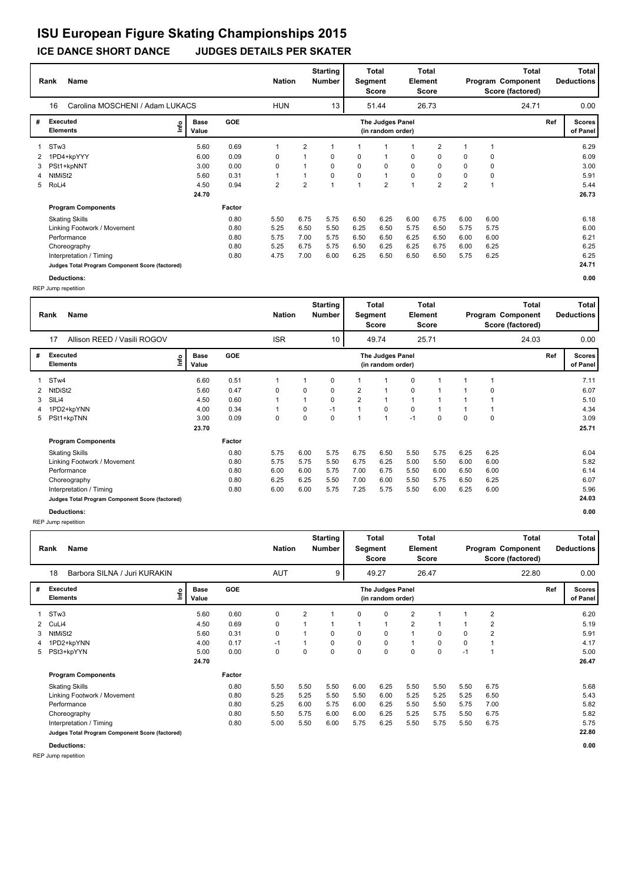# ISU European Figure Skating Championships 2015

## ICE DANCE SHORT DANCE JUDGES DETAILS PER SKATER

| Rank | Name | Nation | Starting Number | Total Segment Score | Total Element Score | Total Program Component Score (factored) | Total Deductions |
|---|---|---|---|---|---|---|---|
| 16 | Carolina MOSCHENI / Adam LUKACS | HUN | 13 | 51.44 | 26.73 | 24.71 | 0.00 |

| # | Executed Elements | Info | Base Value | GOE | J1 | J2 | J3 | J4 | J5 | J6 | J7 | J8 | J9 | Ref | Scores of Panel |
|---|---|---|---|---|---|---|---|---|---|---|---|---|---|---|---|
| 1 | STw3 | | 5.60 | 0.69 | 1 | 2 | 1 | 1 | 1 | 1 | 2 | 1 | 1 | | 6.29 |
| 2 | 1PD4+kpYYY | | 6.00 | 0.09 | 0 | 1 | 0 | 0 | 1 | 0 | 0 | 0 | 0 | | 6.09 |
| 3 | PSt1+kpNNT | | 3.00 | 0.00 | 0 | 1 | 0 | 0 | 0 | 0 | 0 | 0 | 0 | | 3.00 |
| 4 | NtMiSt2 | | 5.60 | 0.31 | 1 | 1 | 0 | 0 | 1 | 0 | 0 | 0 | 0 | | 5.91 |
| 5 | RoLi4 | | 4.50 | 0.94 | 2 | 2 | 1 | 1 | 2 | 1 | 2 | 2 | 1 | | 5.44 |
| | | | 24.70 | | | | | | | | | | | | 26.73 |

| Program Components | Factor | J1 | J2 | J3 | J4 | J5 | J6 | J7 | J8 | J9 | Scores of Panel |
|---|---|---|---|---|---|---|---|---|---|---|---|
| Skating Skills | 0.80 | 5.50 | 6.75 | 5.75 | 6.50 | 6.25 | 6.00 | 6.75 | 6.00 | 6.00 | 6.18 |
| Linking Footwork / Movement | 0.80 | 5.25 | 6.50 | 5.50 | 6.25 | 6.50 | 5.75 | 6.50 | 5.75 | 5.75 | 6.00 |
| Performance | 0.80 | 5.75 | 7.00 | 5.75 | 6.50 | 6.50 | 6.25 | 6.50 | 6.00 | 6.00 | 6.21 |
| Choreography | 0.80 | 5.25 | 6.75 | 5.75 | 6.50 | 6.25 | 6.25 | 6.75 | 6.00 | 6.25 | 6.25 |
| Interpretation / Timing | 0.80 | 4.75 | 7.00 | 6.00 | 6.25 | 6.50 | 6.50 | 6.50 | 5.75 | 6.25 | 6.25 |
| Judges Total Program Component Score (factored) | | | | | | | | | | | 24.71 |

**Deductions:** 0.00

REP Jump repetition

| Rank | Name | Nation | Starting Number | Total Segment Score | Total Element Score | Total Program Component Score (factored) | Total Deductions |
|---|---|---|---|---|---|---|---|
| 17 | Allison REED / Vasili ROGOV | ISR | 10 | 49.74 | 25.71 | 24.03 | 0.00 |

| # | Executed Elements | Info | Base Value | GOE | J1 | J2 | J3 | J4 | J5 | J6 | J7 | J8 | J9 | Ref | Scores of Panel |
|---|---|---|---|---|---|---|---|---|---|---|---|---|---|---|---|
| 1 | STw4 | | 6.60 | 0.51 | 1 | 1 | 0 | 1 | 1 | 0 | 1 | 1 | 1 | | 7.11 |
| 2 | NtDiSt2 | | 5.60 | 0.47 | 0 | 0 | 0 | 2 | 1 | 0 | 1 | 1 | 0 | | 6.07 |
| 3 | SlLi4 | | 4.50 | 0.60 | 1 | 1 | 0 | 2 | 1 | 1 | 1 | 1 | 1 | | 5.10 |
| 4 | 1PD2+kpYNN | | 4.00 | 0.34 | 1 | 0 | -1 | 1 | 0 | 0 | 1 | 1 | 1 | | 4.34 |
| 5 | PSt1+kpTNN | | 3.00 | 0.09 | 0 | 0 | 0 | 1 | 1 | -1 | 0 | 0 | 0 | | 3.09 |
| | | | 23.70 | | | | | | | | | | | | 25.71 |

| Program Components | Factor | J1 | J2 | J3 | J4 | J5 | J6 | J7 | J8 | J9 | Scores of Panel |
|---|---|---|---|---|---|---|---|---|---|---|---|
| Skating Skills | 0.80 | 5.75 | 6.00 | 5.75 | 6.75 | 6.50 | 5.50 | 5.75 | 6.25 | 6.25 | 6.04 |
| Linking Footwork / Movement | 0.80 | 5.75 | 5.75 | 5.50 | 6.75 | 6.25 | 5.00 | 5.50 | 6.00 | 6.00 | 5.82 |
| Performance | 0.80 | 6.00 | 6.00 | 5.75 | 7.00 | 6.75 | 5.50 | 6.00 | 6.50 | 6.00 | 6.14 |
| Choreography | 0.80 | 6.25 | 6.25 | 5.50 | 7.00 | 6.00 | 5.50 | 5.75 | 6.50 | 6.25 | 6.07 |
| Interpretation / Timing | 0.80 | 6.00 | 6.00 | 5.75 | 7.25 | 5.75 | 5.50 | 6.00 | 6.25 | 6.00 | 5.96 |
| Judges Total Program Component Score (factored) | | | | | | | | | | | 24.03 |

**Deductions:** 0.00

REP Jump repetition

| Rank | Name | Nation | Starting Number | Total Segment Score | Total Element Score | Total Program Component Score (factored) | Total Deductions |
|---|---|---|---|---|---|---|---|
| 18 | Barbora SILNA / Juri KURAKIN | AUT | 9 | 49.27 | 26.47 | 22.80 | 0.00 |

| # | Executed Elements | Info | Base Value | GOE | J1 | J2 | J3 | J4 | J5 | J6 | J7 | J8 | J9 | Ref | Scores of Panel |
|---|---|---|---|---|---|---|---|---|---|---|---|---|---|---|---|
| 1 | STw3 | | 5.60 | 0.60 | 0 | 2 | 1 | 0 | 0 | 2 | 1 | 1 | 2 | | 6.20 |
| 2 | CuLi4 | | 4.50 | 0.69 | 0 | 1 | 1 | 1 | 1 | 2 | 1 | 1 | 2 | | 5.19 |
| 3 | NtMiSt2 | | 5.60 | 0.31 | 0 | 1 | 0 | 0 | 0 | 1 | 0 | 0 | 2 | | 5.91 |
| 4 | 1PD2+kpYNN | | 4.00 | 0.17 | -1 | 1 | 0 | 0 | 0 | 1 | 0 | 0 | 1 | | 4.17 |
| 5 | PSt3+kpYYN | | 5.00 | 0.00 | 0 | 0 | 0 | 0 | 0 | 0 | 0 | -1 | 1 | | 5.00 |
| | | | 24.70 | | | | | | | | | | | | 26.47 |

| Program Components | Factor | J1 | J2 | J3 | J4 | J5 | J6 | J7 | J8 | J9 | Scores of Panel |
|---|---|---|---|---|---|---|---|---|---|---|---|
| Skating Skills | 0.80 | 5.50 | 5.50 | 5.50 | 6.00 | 6.25 | 5.50 | 5.50 | 5.50 | 6.75 | 5.68 |
| Linking Footwork / Movement | 0.80 | 5.25 | 5.25 | 5.50 | 5.50 | 6.00 | 5.25 | 5.25 | 5.25 | 6.50 | 5.43 |
| Performance | 0.80 | 5.25 | 6.00 | 5.75 | 6.00 | 6.25 | 5.50 | 5.50 | 5.75 | 7.00 | 5.82 |
| Choreography | 0.80 | 5.50 | 5.75 | 6.00 | 6.00 | 6.25 | 5.25 | 5.75 | 5.50 | 6.75 | 5.82 |
| Interpretation / Timing | 0.80 | 5.00 | 5.50 | 6.00 | 5.75 | 6.25 | 5.50 | 5.75 | 5.50 | 6.75 | 5.75 |
| Judges Total Program Component Score (factored) | | | | | | | | | | | 22.80 |

**Deductions:** 0.00

REP Jump repetition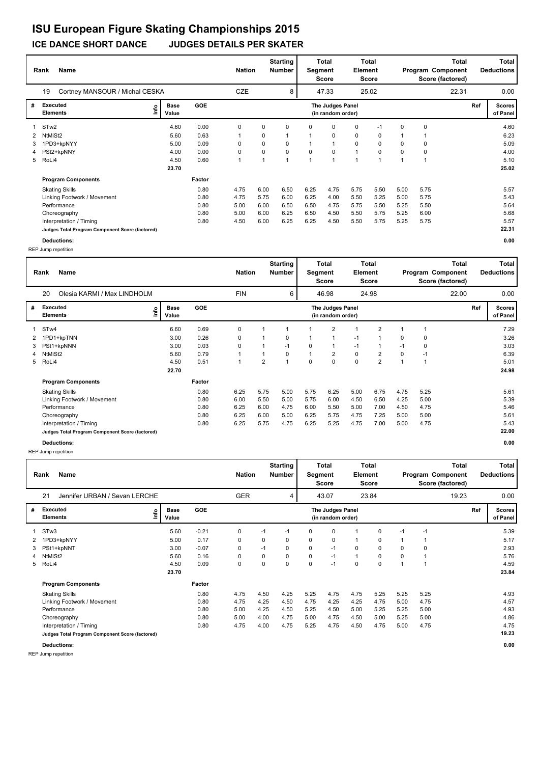# ISU European Figure Skating Championships 2015

## ICE DANCE SHORT DANCE JUDGES DETAILS PER SKATER

| Rank | Name | Nation | Starting Number | Total Segment Score | Total Element Score | Total Program Component Score (factored) | Total Deductions |
|---|---|---|---|---|---|---|---|
| 19 | Cortney MANSOUR / Michal CESKA | CZE | 8 | 47.33 | 25.02 | 22.31 | 0.00 |

| # | Executed Elements | Info | Base Value | GOE | J1 | J2 | J3 | J4 | J5 | J6 | J7 | J8 | J9 | Ref | Scores of Panel |
|---|---|---|---|---|---|---|---|---|---|---|---|---|---|---|---|
| 1 | STw2 | | 4.60 | 0.00 | 0 | 0 | 0 | 0 | 0 | 0 | -1 | 0 | 0 | | 4.60 |
| 2 | NtMiSt2 | | 5.60 | 0.63 | 1 | 0 | 1 | 1 | 0 | 0 | 0 | 1 | 1 | | 6.23 |
| 3 | 1PD3+kpNYY | | 5.00 | 0.09 | 0 | 0 | 0 | 1 | 1 | 0 | 0 | 0 | 0 | | 5.09 |
| 4 | PSt2+kpNNY | | 4.00 | 0.00 | 0 | 0 | 0 | 0 | 0 | 1 | 0 | 0 | 0 | | 4.00 |
| 5 | RoLi4 | | 4.50 | 0.60 | 1 | 1 | 1 | 1 | 1 | 1 | 1 | 1 | 1 | | 5.10 |
| | | | 23.70 | | | | | | | | | | | | 25.02 |

| Program Components | Factor | J1 | J2 | J3 | J4 | J5 | J6 | J7 | J8 | J9 | Scores of Panel |
|---|---|---|---|---|---|---|---|---|---|---|---|
| Skating Skills | 0.80 | 4.75 | 6.00 | 6.50 | 6.25 | 4.75 | 5.75 | 5.50 | 5.00 | 5.75 | 5.57 |
| Linking Footwork / Movement | 0.80 | 4.75 | 5.75 | 6.00 | 6.25 | 4.00 | 5.50 | 5.25 | 5.00 | 5.75 | 5.43 |
| Performance | 0.80 | 5.00 | 6.00 | 6.50 | 6.50 | 4.75 | 5.75 | 5.50 | 5.25 | 5.50 | 5.64 |
| Choreography | 0.80 | 5.00 | 6.00 | 6.25 | 6.50 | 4.50 | 5.50 | 5.75 | 5.25 | 6.00 | 5.68 |
| Interpretation / Timing | 0.80 | 4.50 | 6.00 | 6.25 | 6.25 | 4.50 | 5.50 | 5.75 | 5.25 | 5.75 | 5.57 |
| Judges Total Program Component Score (factored) | | | | | | | | | | | 22.31 |

**Deductions:** 0.00

REP Jump repetition

| Rank | Name | Nation | Starting Number | Total Segment Score | Total Element Score | Total Program Component Score (factored) | Total Deductions |
|---|---|---|---|---|---|---|---|
| 20 | Olesia KARMI / Max LINDHOLM | FIN | 6 | 46.98 | 24.98 | 22.00 | 0.00 |

| # | Executed Elements | Info | Base Value | GOE | J1 | J2 | J3 | J4 | J5 | J6 | J7 | J8 | J9 | Ref | Scores of Panel |
|---|---|---|---|---|---|---|---|---|---|---|---|---|---|---|---|
| 1 | STw4 | | 6.60 | 0.69 | 0 | 1 | 1 | 1 | 2 | 1 | 2 | 1 | 1 | | 7.29 |
| 2 | 1PD1+kpTNN | | 3.00 | 0.26 | 0 | 1 | 0 | 1 | 1 | -1 | 1 | 0 | 0 | | 3.26 |
| 3 | PSt1+kpNNN | | 3.00 | 0.03 | 0 | 1 | -1 | 0 | 1 | -1 | 1 | -1 | 0 | | 3.03 |
| 4 | NtMiSt2 | | 5.60 | 0.79 | 1 | 1 | 0 | 1 | 2 | 0 | 2 | 0 | -1 | | 6.39 |
| 5 | RoLi4 | | 4.50 | 0.51 | 1 | 2 | 1 | 0 | 0 | 0 | 2 | 1 | 1 | | 5.01 |
| | | | 22.70 | | | | | | | | | | | | 24.98 |

| Program Components | Factor | J1 | J2 | J3 | J4 | J5 | J6 | J7 | J8 | J9 | Scores of Panel |
|---|---|---|---|---|---|---|---|---|---|---|---|
| Skating Skills | 0.80 | 6.25 | 5.75 | 5.00 | 5.75 | 6.25 | 5.00 | 6.75 | 4.75 | 5.25 | 5.61 |
| Linking Footwork / Movement | 0.80 | 6.00 | 5.50 | 5.00 | 5.75 | 6.00 | 4.50 | 6.50 | 4.25 | 5.00 | 5.39 |
| Performance | 0.80 | 6.25 | 6.00 | 4.75 | 6.00 | 5.50 | 5.00 | 7.00 | 4.50 | 4.75 | 5.46 |
| Choreography | 0.80 | 6.25 | 6.00 | 5.00 | 6.25 | 5.75 | 4.75 | 7.25 | 5.00 | 5.00 | 5.61 |
| Interpretation / Timing | 0.80 | 6.25 | 5.75 | 4.75 | 6.25 | 5.25 | 4.75 | 7.00 | 5.00 | 4.75 | 5.43 |
| Judges Total Program Component Score (factored) | | | | | | | | | | | 22.00 |

**Deductions:** 0.00

REP Jump repetition

| Rank | Name | Nation | Starting Number | Total Segment Score | Total Element Score | Total Program Component Score (factored) | Total Deductions |
|---|---|---|---|---|---|---|---|
| 21 | Jennifer URBAN / Sevan LERCHE | GER | 4 | 43.07 | 23.84 | 19.23 | 0.00 |

| # | Executed Elements | Info | Base Value | GOE | J1 | J2 | J3 | J4 | J5 | J6 | J7 | J8 | J9 | Ref | Scores of Panel |
|---|---|---|---|---|---|---|---|---|---|---|---|---|---|---|---|
| 1 | STw3 | | 5.60 | -0.21 | 0 | -1 | -1 | 0 | 0 | 1 | 0 | -1 | -1 | | 5.39 |
| 2 | 1PD3+kpNYY | | 5.00 | 0.17 | 0 | 0 | 0 | 0 | 0 | 1 | 0 | 1 | 1 | | 5.17 |
| 3 | PSt1+kpNNT | | 3.00 | -0.07 | 0 | -1 | 0 | 0 | -1 | 0 | 0 | 0 | 0 | | 2.93 |
| 4 | NtMiSt2 | | 5.60 | 0.16 | 0 | 0 | 0 | 0 | -1 | 1 | 0 | 0 | 1 | | 5.76 |
| 5 | RoLi4 | | 4.50 | 0.09 | 0 | 0 | 0 | 0 | -1 | 0 | 0 | 1 | 1 | | 4.59 |
| | | | 23.70 | | | | | | | | | | | | 23.84 |

| Program Components | Factor | J1 | J2 | J3 | J4 | J5 | J6 | J7 | J8 | J9 | Scores of Panel |
|---|---|---|---|---|---|---|---|---|---|---|---|
| Skating Skills | 0.80 | 4.75 | 4.50 | 4.25 | 5.25 | 4.75 | 4.75 | 5.25 | 5.25 | 5.25 | 4.93 |
| Linking Footwork / Movement | 0.80 | 4.75 | 4.25 | 4.50 | 4.75 | 4.25 | 4.25 | 4.75 | 5.00 | 4.75 | 4.57 |
| Performance | 0.80 | 5.00 | 4.25 | 4.50 | 5.25 | 4.50 | 5.00 | 5.25 | 5.25 | 5.00 | 4.93 |
| Choreography | 0.80 | 5.00 | 4.00 | 4.75 | 5.00 | 4.75 | 4.50 | 5.00 | 5.25 | 5.00 | 4.86 |
| Interpretation / Timing | 0.80 | 4.75 | 4.00 | 4.75 | 5.25 | 4.75 | 4.50 | 4.75 | 5.00 | 4.75 | 4.75 |
| Judges Total Program Component Score (factored) | | | | | | | | | | | 19.23 |

**Deductions:** 0.00

REP Jump repetition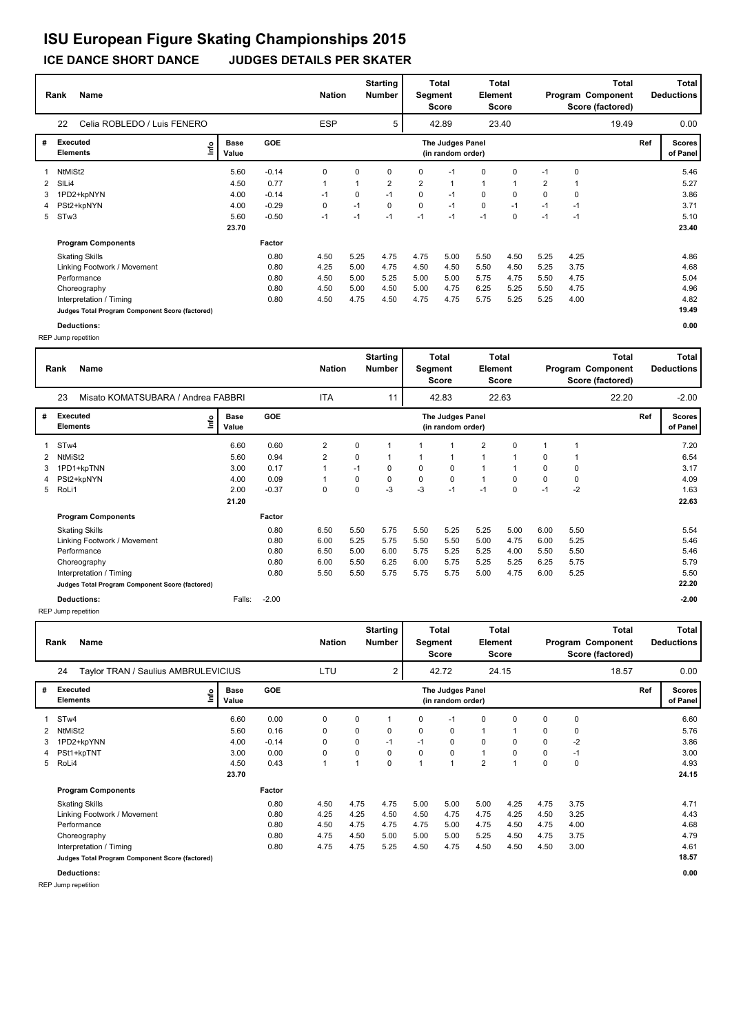# ISU European Figure Skating Championships 2015

## ICE DANCE SHORT DANCE JUDGES DETAILS PER SKATER

| Rank | Name | Nation | Starting Number | Total Segment Score | Total Element Score | Total Program Component Score (factored) | Total Deductions |
|---|---|---|---|---|---|---|---|
| 22 | Celia ROBLEDO / Luis FENERO | ESP | 5 | 42.89 | 23.40 | 19.49 | 0.00 |

| # | Executed Elements | Info | Base Value | GOE | J1 | J2 | J3 | J4 | J5 | J6 | J7 | J8 | J9 | Ref | Scores of Panel |
|---|---|---|---|---|---|---|---|---|---|---|---|---|---|---|---|
| 1 | NtMiSt2 | | 5.60 | -0.14 | 0 | 0 | 0 | 0 | -1 | 0 | 0 | -1 | 0 | | 5.46 |
| 2 | SlLi4 | | 4.50 | 0.77 | 1 | 1 | 2 | 2 | 1 | 1 | 1 | 2 | 1 | | 5.27 |
| 3 | 1PD2+kpNYN | | 4.00 | -0.14 | -1 | 0 | -1 | 0 | -1 | 0 | 0 | 0 | 0 | | 3.86 |
| 4 | PSt2+kpNYN | | 4.00 | -0.29 | 0 | -1 | 0 | 0 | -1 | 0 | -1 | -1 | -1 | | 3.71 |
| 5 | STw3 | | 5.60 | -0.50 | -1 | -1 | -1 | -1 | -1 | -1 | 0 | -1 | -1 | | 5.10 |
| | | | 23.70 | | | | | | | | | | | | 23.40 |

| Program Components | Factor | J1 | J2 | J3 | J4 | J5 | J6 | J7 | J8 | J9 | Scores of Panel |
|---|---|---|---|---|---|---|---|---|---|---|---|
| Skating Skills | 0.80 | 4.50 | 5.25 | 4.75 | 4.75 | 5.00 | 5.50 | 4.50 | 5.25 | 4.25 | 4.86 |
| Linking Footwork / Movement | 0.80 | 4.25 | 5.00 | 4.75 | 4.50 | 4.50 | 5.50 | 4.50 | 5.25 | 3.75 | 4.68 |
| Performance | 0.80 | 4.50 | 5.00 | 5.25 | 5.00 | 5.00 | 5.75 | 4.75 | 5.50 | 4.75 | 5.04 |
| Choreography | 0.80 | 4.50 | 5.00 | 4.50 | 5.00 | 4.75 | 6.25 | 5.25 | 5.50 | 4.75 | 4.96 |
| Interpretation / Timing | 0.80 | 4.50 | 4.75 | 4.50 | 4.75 | 4.75 | 5.75 | 5.25 | 5.25 | 4.00 | 4.82 |
| Judges Total Program Component Score (factored) | | | | | | | | | | | 19.49 |

**Deductions:** 0.00

REP Jump repetition

| Rank | Name | Nation | Starting Number | Total Segment Score | Total Element Score | Total Program Component Score (factored) | Total Deductions |
|---|---|---|---|---|---|---|---|
| 23 | Misato KOMATSUBARA / Andrea FABBRI | ITA | 11 | 42.83 | 22.63 | 22.20 | -2.00 |

| # | Executed Elements | Info | Base Value | GOE | J1 | J2 | J3 | J4 | J5 | J6 | J7 | J8 | J9 | Ref | Scores of Panel |
|---|---|---|---|---|---|---|---|---|---|---|---|---|---|---|---|
| 1 | STw4 | | 6.60 | 0.60 | 2 | 0 | 1 | 1 | 1 | 2 | 0 | 1 | 1 | | 7.20 |
| 2 | NtMiSt2 | | 5.60 | 0.94 | 2 | 0 | 1 | 1 | 1 | 1 | 1 | 0 | 1 | | 6.54 |
| 3 | 1PD1+kpTNN | | 3.00 | 0.17 | 1 | -1 | 0 | 0 | 0 | 1 | 1 | 0 | 0 | | 3.17 |
| 4 | PSt2+kpNYN | | 4.00 | 0.09 | 1 | 0 | 0 | 0 | 0 | 1 | 0 | 0 | 0 | | 4.09 |
| 5 | RoLi1 | | 2.00 | -0.37 | 0 | 0 | -3 | -3 | -1 | -1 | 0 | -1 | -2 | | 1.63 |
| | | | 21.20 | | | | | | | | | | | | 22.63 |

| Program Components | Factor | J1 | J2 | J3 | J4 | J5 | J6 | J7 | J8 | J9 | Scores of Panel |
|---|---|---|---|---|---|---|---|---|---|---|---|
| Skating Skills | 0.80 | 6.50 | 5.50 | 5.75 | 5.50 | 5.25 | 5.25 | 5.00 | 6.00 | 5.50 | 5.54 |
| Linking Footwork / Movement | 0.80 | 6.00 | 5.25 | 5.75 | 5.50 | 5.50 | 5.00 | 4.75 | 6.00 | 5.25 | 5.46 |
| Performance | 0.80 | 6.50 | 5.00 | 6.00 | 5.75 | 5.25 | 5.25 | 4.00 | 5.50 | 5.50 | 5.46 |
| Choreography | 0.80 | 6.00 | 5.50 | 6.25 | 6.00 | 5.75 | 5.25 | 5.25 | 6.25 | 5.75 | 5.79 |
| Interpretation / Timing | 0.80 | 5.50 | 5.50 | 5.75 | 5.75 | 5.75 | 5.00 | 4.75 | 6.00 | 5.25 | 5.50 |
| Judges Total Program Component Score (factored) | | | | | | | | | | | 22.20 |

**Deductions:** Falls: -2.00 — **-2.00**

REP Jump repetition

| Rank | Name | Nation | Starting Number | Total Segment Score | Total Element Score | Total Program Component Score (factored) | Total Deductions |
|---|---|---|---|---|---|---|---|
| 24 | Taylor TRAN / Saulius AMBRULEVICIUS | LTU | 2 | 42.72 | 24.15 | 18.57 | 0.00 |

| # | Executed Elements | Info | Base Value | GOE | J1 | J2 | J3 | J4 | J5 | J6 | J7 | J8 | J9 | Ref | Scores of Panel |
|---|---|---|---|---|---|---|---|---|---|---|---|---|---|---|---|
| 1 | STw4 | | 6.60 | 0.00 | 0 | 0 | 1 | 0 | -1 | 0 | 0 | 0 | 0 | | 6.60 |
| 2 | NtMiSt2 | | 5.60 | 0.16 | 0 | 0 | 0 | 0 | 0 | 1 | 1 | 0 | 0 | | 5.76 |
| 3 | 1PD2+kpYNN | | 4.00 | -0.14 | 0 | 0 | -1 | -1 | 0 | 0 | 0 | 0 | -2 | | 3.86 |
| 4 | PSt1+kpTNT | | 3.00 | 0.00 | 0 | 0 | 0 | 0 | 0 | 1 | 0 | 0 | -1 | | 3.00 |
| 5 | RoLi4 | | 4.50 | 0.43 | 1 | 1 | 0 | 1 | 1 | 2 | 1 | 0 | 0 | | 4.93 |
| | | | 23.70 | | | | | | | | | | | | 24.15 |

| Program Components | Factor | J1 | J2 | J3 | J4 | J5 | J6 | J7 | J8 | J9 | Scores of Panel |
|---|---|---|---|---|---|---|---|---|---|---|---|
| Skating Skills | 0.80 | 4.50 | 4.75 | 4.75 | 5.00 | 5.00 | 5.00 | 4.25 | 4.75 | 3.75 | 4.71 |
| Linking Footwork / Movement | 0.80 | 4.25 | 4.25 | 4.50 | 4.50 | 4.75 | 4.75 | 4.25 | 4.50 | 3.25 | 4.43 |
| Performance | 0.80 | 4.50 | 4.75 | 4.75 | 4.75 | 5.00 | 4.75 | 4.50 | 4.75 | 4.00 | 4.68 |
| Choreography | 0.80 | 4.75 | 4.50 | 5.00 | 5.00 | 5.00 | 5.25 | 4.50 | 4.75 | 3.75 | 4.79 |
| Interpretation / Timing | 0.80 | 4.75 | 4.75 | 5.25 | 4.50 | 4.75 | 4.50 | 4.50 | 4.50 | 3.00 | 4.61 |
| Judges Total Program Component Score (factored) | | | | | | | | | | | 18.57 |

**Deductions:** 0.00

REP Jump repetition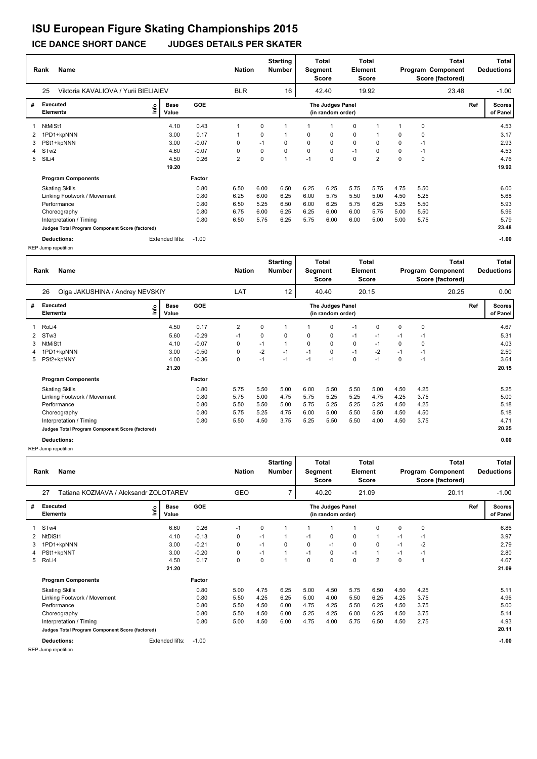# ISU European Figure Skating Championships 2015

## ICE DANCE SHORT DANCE JUDGES DETAILS PER SKATER

| Rank | Name | Nation | Starting Number | Total Segment Score | Total Element Score | Total Program Component Score (factored) | Total Deductions |
|---|---|---|---|---|---|---|---|
| 25 | Viktoria KAVALIOVA / Yurii BIELIAIEV | BLR | 16 | 42.40 | 19.92 | 23.48 | -1.00 |

| # | Executed Elements | Info | Base Value | GOE | J1 | J2 | J3 | J4 | J5 | J6 | J7 | J8 | J9 | Ref | Scores of Panel |
|---|---|---|---|---|---|---|---|---|---|---|---|---|---|---|---|
| 1 | NtMiSt1 | | 4.10 | 0.43 | 1 | 0 | 1 | 1 | 1 | 0 | 1 | 1 | 0 | | 4.53 |
| 2 | 1PD1+kpNNN | | 3.00 | 0.17 | 1 | 0 | 1 | 0 | 0 | 0 | 1 | 0 | 0 | | 3.17 |
| 3 | PSt1+kpNNN | | 3.00 | -0.07 | 0 | -1 | 0 | 0 | 0 | 0 | 0 | 0 | -1 | | 2.93 |
| 4 | STw2 | | 4.60 | -0.07 | 0 | 0 | 0 | 0 | 0 | -1 | 0 | 0 | -1 | | 4.53 |
| 5 | SlLi4 | | 4.50 | 0.26 | 2 | 0 | 1 | -1 | 0 | 0 | 2 | 0 | 0 | | 4.76 |
| | | | 19.20 | | | | | | | | | | | | 19.92 |

| Program Components | Factor | J1 | J2 | J3 | J4 | J5 | J6 | J7 | J8 | J9 | Scores of Panel |
|---|---|---|---|---|---|---|---|---|---|---|---|
| Skating Skills | 0.80 | 6.50 | 6.00 | 6.50 | 6.25 | 6.25 | 5.75 | 5.75 | 4.75 | 5.50 | 6.00 |
| Linking Footwork / Movement | 0.80 | 6.25 | 6.00 | 6.25 | 6.00 | 5.75 | 5.50 | 5.00 | 4.50 | 5.25 | 5.68 |
| Performance | 0.80 | 6.50 | 5.25 | 6.50 | 6.00 | 6.25 | 5.75 | 6.25 | 5.25 | 5.50 | 5.93 |
| Choreography | 0.80 | 6.75 | 6.00 | 6.25 | 6.25 | 6.00 | 6.00 | 5.75 | 5.00 | 5.50 | 5.96 |
| Interpretation / Timing | 0.80 | 6.50 | 5.75 | 6.25 | 5.75 | 6.00 | 6.00 | 5.00 | 5.00 | 5.75 | 5.79 |
| Judges Total Program Component Score (factored) | | | | | | | | | | | 23.48 |

**Deductions:** Extended lifts: -1.00 — **-1.00**

REP Jump repetition

| Rank | Name | Nation | Starting Number | Total Segment Score | Total Element Score | Total Program Component Score (factored) | Total Deductions |
|---|---|---|---|---|---|---|---|
| 26 | Olga JAKUSHINA / Andrey NEVSKIY | LAT | 12 | 40.40 | 20.15 | 20.25 | 0.00 |

| # | Executed Elements | Info | Base Value | GOE | J1 | J2 | J3 | J4 | J5 | J6 | J7 | J8 | J9 | Ref | Scores of Panel |
|---|---|---|---|---|---|---|---|---|---|---|---|---|---|---|---|
| 1 | RoLi4 | | 4.50 | 0.17 | 2 | 0 | 1 | 1 | 0 | -1 | 0 | 0 | 0 | | 4.67 |
| 2 | STw3 | | 5.60 | -0.29 | -1 | 0 | 0 | 0 | 0 | -1 | -1 | -1 | -1 | | 5.31 |
| 3 | NtMiSt1 | | 4.10 | -0.07 | 0 | -1 | 1 | 0 | 0 | 0 | -1 | 0 | 0 | | 4.03 |
| 4 | 1PD1+kpNNN | | 3.00 | -0.50 | 0 | -2 | -1 | -1 | 0 | -1 | -2 | -1 | -1 | | 2.50 |
| 5 | PSt2+kpNNY | | 4.00 | -0.36 | 0 | -1 | -1 | -1 | -1 | 0 | -1 | 0 | -1 | | 3.64 |
| | | | 21.20 | | | | | | | | | | | | 20.15 |

| Program Components | Factor | J1 | J2 | J3 | J4 | J5 | J6 | J7 | J8 | J9 | Scores of Panel |
|---|---|---|---|---|---|---|---|---|---|---|---|
| Skating Skills | 0.80 | 5.75 | 5.50 | 5.00 | 6.00 | 5.50 | 5.50 | 5.00 | 4.50 | 4.25 | 5.25 |
| Linking Footwork / Movement | 0.80 | 5.75 | 5.00 | 4.75 | 5.75 | 5.25 | 5.25 | 4.75 | 4.25 | 3.75 | 5.00 |
| Performance | 0.80 | 5.50 | 5.50 | 5.00 | 5.75 | 5.25 | 5.25 | 5.25 | 4.50 | 4.25 | 5.18 |
| Choreography | 0.80 | 5.75 | 5.25 | 4.75 | 6.00 | 5.00 | 5.50 | 5.50 | 4.50 | 4.50 | 5.18 |
| Interpretation / Timing | 0.80 | 5.50 | 4.50 | 3.75 | 5.25 | 5.50 | 5.50 | 4.00 | 4.50 | 3.75 | 4.71 |
| Judges Total Program Component Score (factored) | | | | | | | | | | | 20.25 |

**Deductions:** **0.00**

REP Jump repetition

| Rank | Name | Nation | Starting Number | Total Segment Score | Total Element Score | Total Program Component Score (factored) | Total Deductions |
|---|---|---|---|---|---|---|---|
| 27 | Tatiana KOZMAVA / Aleksandr ZOLOTAREV | GEO | 7 | 40.20 | 21.09 | 20.11 | -1.00 |

| # | Executed Elements | Info | Base Value | GOE | J1 | J2 | J3 | J4 | J5 | J6 | J7 | J8 | J9 | Ref | Scores of Panel |
|---|---|---|---|---|---|---|---|---|---|---|---|---|---|---|---|
| 1 | STw4 | | 6.60 | 0.26 | -1 | 0 | 1 | 1 | 1 | 1 | 0 | 0 | 0 | | 6.86 |
| 2 | NtDiSt1 | | 4.10 | -0.13 | 0 | -1 | 1 | -1 | 0 | 0 | 1 | -1 | -1 | | 3.97 |
| 3 | 1PD1+kpNNN | | 3.00 | -0.21 | 0 | -1 | 0 | 0 | -1 | 0 | 0 | -1 | -2 | | 2.79 |
| 4 | PSt1+kpNNT | | 3.00 | -0.20 | 0 | -1 | 1 | -1 | 0 | -1 | 1 | -1 | -1 | | 2.80 |
| 5 | RoLi4 | | 4.50 | 0.17 | 0 | 0 | 1 | 0 | 0 | 0 | 2 | 0 | 1 | | 4.67 |
| | | | 21.20 | | | | | | | | | | | | 21.09 |

| Program Components | Factor | J1 | J2 | J3 | J4 | J5 | J6 | J7 | J8 | J9 | Scores of Panel |
|---|---|---|---|---|---|---|---|---|---|---|---|
| Skating Skills | 0.80 | 5.00 | 4.75 | 6.25 | 5.00 | 4.50 | 5.75 | 6.50 | 4.50 | 4.25 | 5.11 |
| Linking Footwork / Movement | 0.80 | 5.50 | 4.25 | 6.25 | 5.00 | 4.00 | 5.50 | 6.25 | 4.25 | 3.75 | 4.96 |
| Performance | 0.80 | 5.50 | 4.50 | 6.00 | 4.75 | 4.25 | 5.50 | 6.25 | 4.50 | 3.75 | 5.00 |
| Choreography | 0.80 | 5.50 | 4.50 | 6.00 | 5.25 | 4.25 | 6.00 | 6.25 | 4.50 | 3.75 | 5.14 |
| Interpretation / Timing | 0.80 | 5.00 | 4.50 | 6.00 | 4.75 | 4.00 | 5.75 | 6.50 | 4.50 | 2.75 | 4.93 |
| Judges Total Program Component Score (factored) | | | | | | | | | | | 20.11 |

**Deductions:** Extended lifts: -1.00 — **-1.00**

REP Jump repetition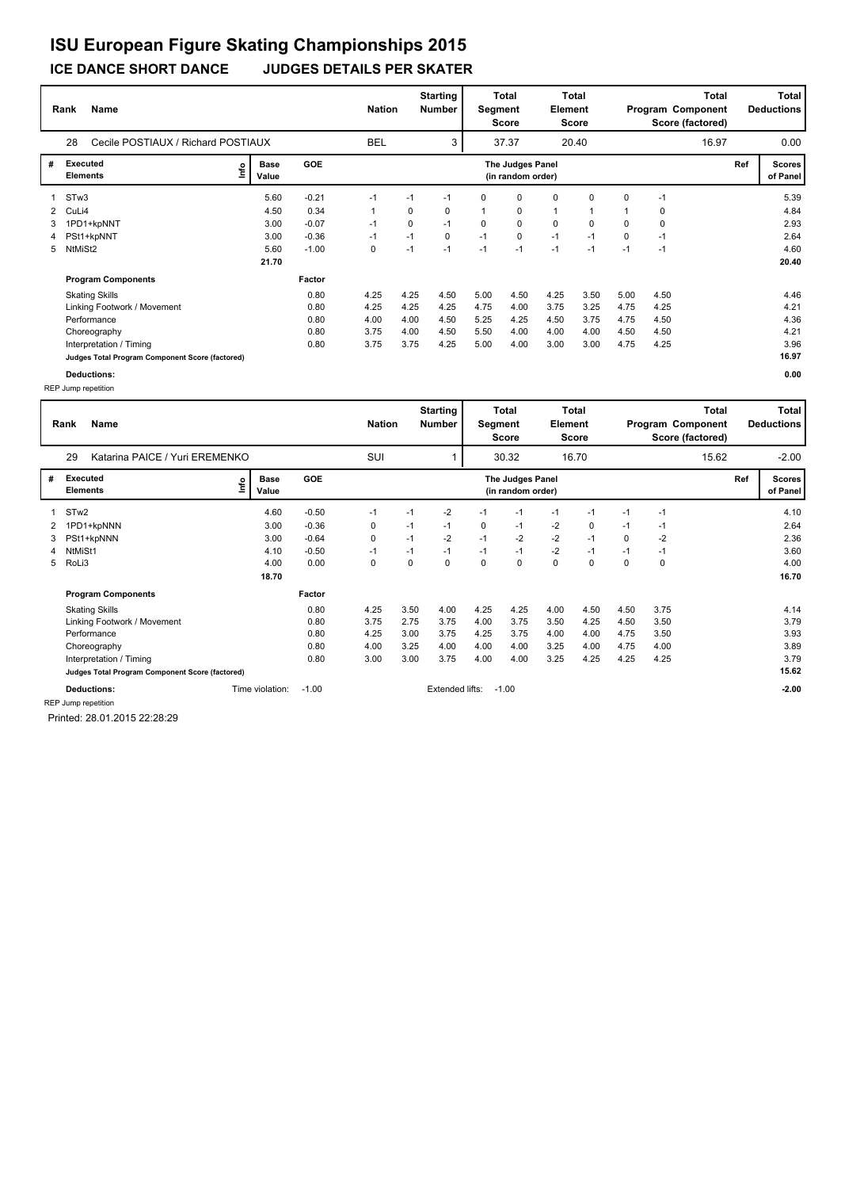# ISU European Figure Skating Championships 2015

## ICE DANCE SHORT DANCE JUDGES DETAILS PER SKATER

| Rank | Name | Nation | Starting Number | Total Segment Score | Total Element Score | Total Program Component Score (factored) | Total Deductions |
|---|---|---|---|---|---|---|---|
| 28 | Cecile POSTIAUX / Richard POSTIAUX | BEL | 3 | 37.37 | 20.40 | 16.97 | 0.00 |

| # | Executed Elements | Info | Base Value | GOE | The Judges Panel (in random order) | | | | | | | | | Ref | Scores of Panel |
|---|---|---|---|---|---|---|---|---|---|---|---|---|---|---|---|
| 1 | STw3 | | 5.60 | -0.21 | -1 | -1 | -1 | 0 | 0 | 0 | 0 | 0 | -1 | | 5.39 |
| 2 | CuLi4 | | 4.50 | 0.34 | 1 | 0 | 0 | 1 | 0 | 1 | 1 | 1 | 0 | | 4.84 |
| 3 | 1PD1+kpNNT | | 3.00 | -0.07 | -1 | 0 | -1 | 0 | 0 | 0 | 0 | 0 | 0 | | 2.93 |
| 4 | PSt1+kpNNT | | 3.00 | -0.36 | -1 | -1 | 0 | -1 | 0 | -1 | -1 | 0 | -1 | | 2.64 |
| 5 | NtMiSt2 | | 5.60 | -1.00 | 0 | -1 | -1 | -1 | -1 | -1 | -1 | -1 | -1 | | 4.60 |
| | | | 21.70 | | | | | | | | | | | | 20.40 |
| | **Program Components** | | | Factor | | | | | | | | | | | |
| | Skating Skills | | | 0.80 | 4.25 | 4.25 | 4.50 | 5.00 | 4.50 | 4.25 | 3.50 | 5.00 | 4.50 | | 4.46 |
| | Linking Footwork / Movement | | | 0.80 | 4.25 | 4.25 | 4.25 | 4.75 | 4.00 | 3.75 | 3.25 | 4.75 | 4.25 | | 4.21 |
| | Performance | | | 0.80 | 4.00 | 4.00 | 4.50 | 5.25 | 4.25 | 4.50 | 3.75 | 4.75 | 4.50 | | 4.36 |
| | Choreography | | | 0.80 | 3.75 | 4.00 | 4.50 | 5.50 | 4.00 | 4.00 | 4.00 | 4.50 | 4.50 | | 4.21 |
| | Interpretation / Timing | | | 0.80 | 3.75 | 3.75 | 4.25 | 5.00 | 4.00 | 3.00 | 3.00 | 4.75 | 4.25 | | 3.96 |
| | Judges Total Program Component Score (factored) | | | | | | | | | | | | | | 16.97 |
| | **Deductions:** | | | | | | | | | | | | | | 0.00 |

REP Jump repetition

| Rank | Name | Nation | Starting Number | Total Segment Score | Total Element Score | Total Program Component Score (factored) | Total Deductions |
|---|---|---|---|---|---|---|---|
| 29 | Katarina PAICE / Yuri EREMENKO | SUI | 1 | 30.32 | 16.70 | 15.62 | -2.00 |

| # | Executed Elements | Info | Base Value | GOE | The Judges Panel (in random order) | | | | | | | | | Ref | Scores of Panel |
|---|---|---|---|---|---|---|---|---|---|---|---|---|---|---|---|
| 1 | STw2 | | 4.60 | -0.50 | -1 | -1 | -2 | -1 | -1 | -1 | -1 | -1 | -1 | | 4.10 |
| 2 | 1PD1+kpNNN | | 3.00 | -0.36 | 0 | -1 | -1 | 0 | -1 | -2 | 0 | -1 | -1 | | 2.64 |
| 3 | PSt1+kpNNN | | 3.00 | -0.64 | 0 | -1 | -2 | -1 | -2 | -2 | -1 | 0 | -2 | | 2.36 |
| 4 | NtMiSt1 | | 4.10 | -0.50 | -1 | -1 | -1 | -1 | -1 | -2 | -1 | -1 | -1 | | 3.60 |
| 5 | RoLi3 | | 4.00 | 0.00 | 0 | 0 | 0 | 0 | 0 | 0 | 0 | 0 | 0 | | 4.00 |
| | | | 18.70 | | | | | | | | | | | | 16.70 |
| | **Program Components** | | | Factor | | | | | | | | | | | |
| | Skating Skills | | | 0.80 | 4.25 | 3.50 | 4.00 | 4.25 | 4.25 | 4.00 | 4.50 | 4.50 | 3.75 | | 4.14 |
| | Linking Footwork / Movement | | | 0.80 | 3.75 | 2.75 | 3.75 | 4.00 | 3.75 | 3.50 | 4.25 | 4.50 | 3.50 | | 3.79 |
| | Performance | | | 0.80 | 4.25 | 3.00 | 3.75 | 4.25 | 3.75 | 4.00 | 4.00 | 4.75 | 3.50 | | 3.93 |
| | Choreography | | | 0.80 | 4.00 | 3.25 | 4.00 | 4.00 | 4.00 | 3.25 | 4.00 | 4.75 | 4.00 | | 3.89 |
| | Interpretation / Timing | | | 0.80 | 3.00 | 3.00 | 3.75 | 4.00 | 4.00 | 3.25 | 4.25 | 4.25 | 4.25 | | 3.79 |
| | Judges Total Program Component Score (factored) | | | | | | | | | | | | | | 15.62 |
| | **Deductions:** | Time violation: | -1.00 | | | | Extended lifts: | -1.00 | | | | | | | -2.00 |

REP Jump repetition

Printed: 28.01.2015 22:28:29